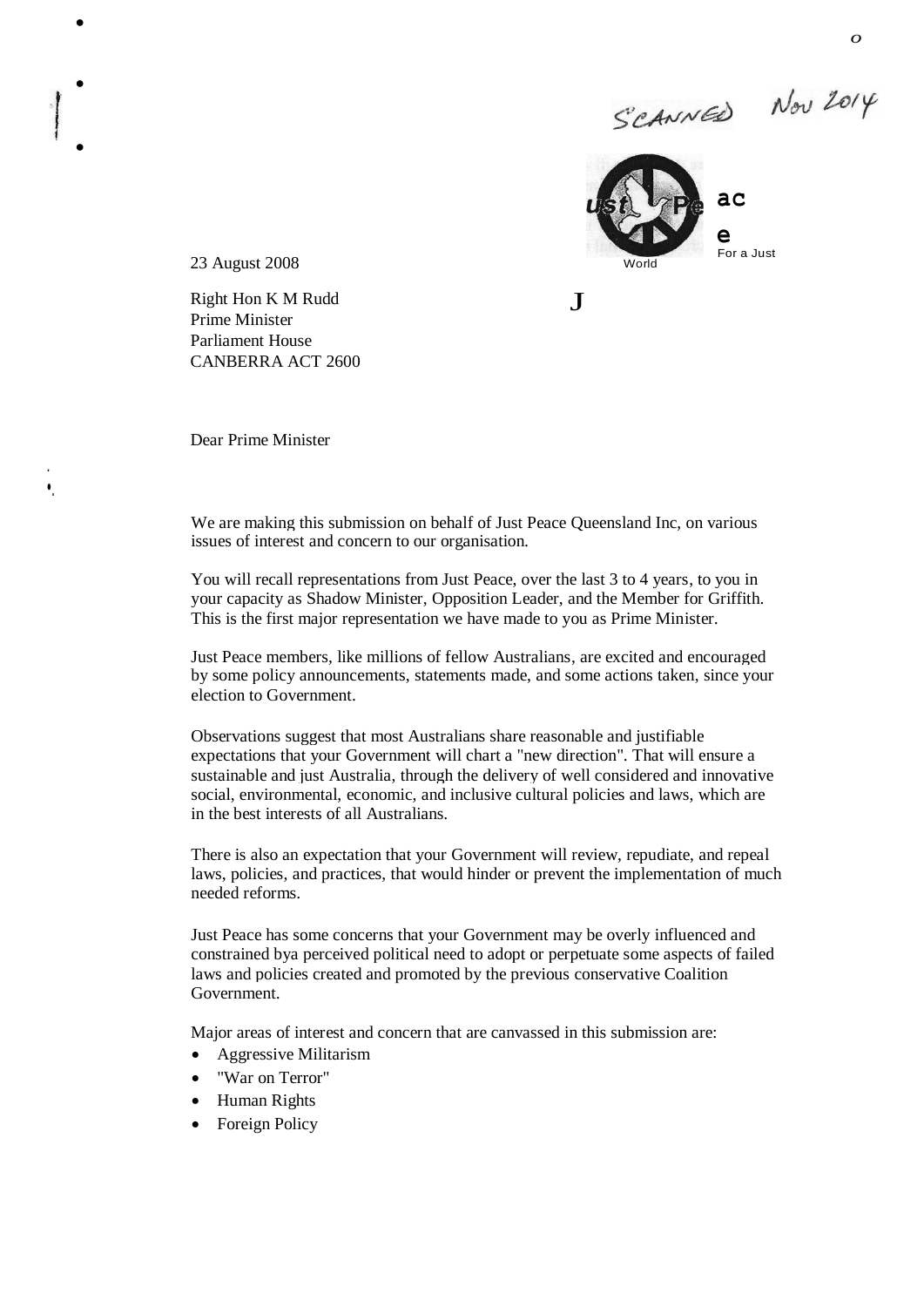SCANNED Nov 2014

Just Peace
For a Just World

23 August 2008

Right Hon K M Rudd
Prime Minister
Parliament House
CANBERRA ACT 2600

Dear Prime Minister

We are making this submission on behalf of Just Peace Queensland Inc, on various issues of interest and concern to our organisation.

You will recall representations from Just Peace, over the last 3 to 4 years, to you in your capacity as Shadow Minister, Opposition Leader, and the Member for Griffith. This is the first major representation we have made to you as Prime Minister.

Just Peace members, like millions of fellow Australians, are excited and encouraged by some policy announcements, statements made, and some actions taken, since your election to Government.

Observations suggest that most Australians share reasonable and justifiable expectations that your Government will chart a "new direction". That will ensure a sustainable and just Australia, through the delivery of well considered and innovative social, environmental, economic, and inclusive cultural policies and laws, which are in the best interests of all Australians.

There is also an expectation that your Government will review, repudiate, and repeal laws, policies, and practices, that would hinder or prevent the implementation of much needed reforms.

Just Peace has some concerns that your Government may be overly influenced and constrained bya perceived political need to adopt or perpetuate some aspects of failed laws and policies created and promoted by the previous conservative Coalition Government.

Major areas of interest and concern that are canvassed in this submission are:

- Aggressive Militarism
- "War on Terror"
- Human Rights
- Foreign Policy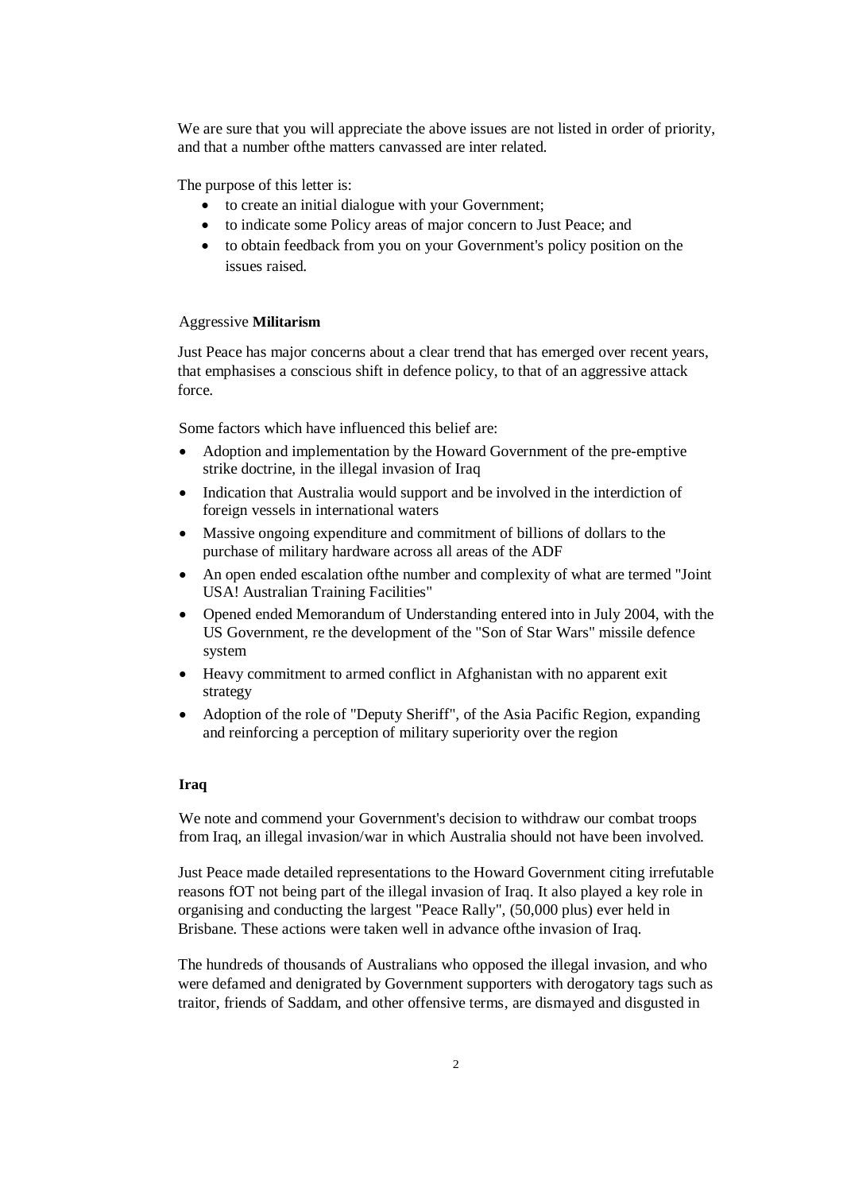We are sure that you will appreciate the above issues are not listed in order of priority, and that a number ofthe matters canvassed are inter related.

The purpose of this letter is:

- to create an initial dialogue with your Government;
- to indicate some Policy areas of major concern to Just Peace; and
- to obtain feedback from you on your Government's policy position on the issues raised.

Aggressive **Militarism**

Just Peace has major concerns about a clear trend that has emerged over recent years, that emphasises a conscious shift in defence policy, to that of an aggressive attack force.

Some factors which have influenced this belief are:

- Adoption and implementation by the Howard Government of the pre-emptive strike doctrine, in the illegal invasion of Iraq
- Indication that Australia would support and be involved in the interdiction of foreign vessels in international waters
- Massive ongoing expenditure and commitment of billions of dollars to the purchase of military hardware across all areas of the ADF
- An open ended escalation ofthe number and complexity of what are termed "Joint USA! Australian Training Facilities"
- Opened ended Memorandum of Understanding entered into in July 2004, with the US Government, re the development of the "Son of Star Wars" missile defence system
- Heavy commitment to armed conflict in Afghanistan with no apparent exit strategy
- Adoption of the role of "Deputy Sheriff", of the Asia Pacific Region, expanding and reinforcing a perception of military superiority over the region

**Iraq**

We note and commend your Government's decision to withdraw our combat troops from Iraq, an illegal invasion/war in which Australia should not have been involved.

Just Peace made detailed representations to the Howard Government citing irrefutable reasons fOT not being part of the illegal invasion of Iraq. It also played a key role in organising and conducting the largest "Peace Rally", (50,000 plus) ever held in Brisbane. These actions were taken well in advance ofthe invasion of Iraq.

The hundreds of thousands of Australians who opposed the illegal invasion, and who were defamed and denigrated by Government supporters with derogatory tags such as traitor, friends of Saddam, and other offensive terms, are dismayed and disgusted in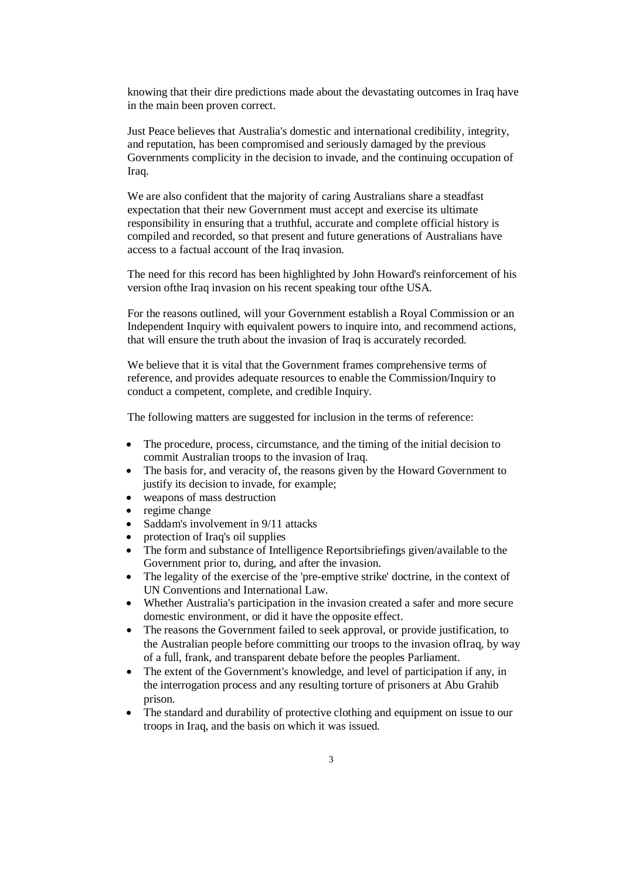knowing that their dire predictions made about the devastating outcomes in Iraq have in the main been proven correct.

Just Peace believes that Australia's domestic and international credibility, integrity, and reputation, has been compromised and seriously damaged by the previous Governments complicity in the decision to invade, and the continuing occupation of Iraq.

We are also confident that the majority of caring Australians share a steadfast expectation that their new Government must accept and exercise its ultimate responsibility in ensuring that a truthful, accurate and complete official history is compiled and recorded, so that present and future generations of Australians have access to a factual account of the Iraq invasion.

The need for this record has been highlighted by John Howard's reinforcement of his version ofthe Iraq invasion on his recent speaking tour ofthe USA.

For the reasons outlined, will your Government establish a Royal Commission or an Independent Inquiry with equivalent powers to inquire into, and recommend actions, that will ensure the truth about the invasion of Iraq is accurately recorded.

We believe that it is vital that the Government frames comprehensive terms of reference, and provides adequate resources to enable the Commission/Inquiry to conduct a competent, complete, and credible Inquiry.

The following matters are suggested for inclusion in the terms of reference:

- The procedure, process, circumstance, and the timing of the initial decision to commit Australian troops to the invasion of Iraq.
- The basis for, and veracity of, the reasons given by the Howard Government to justify its decision to invade, for example;
- weapons of mass destruction
- regime change
- Saddam's involvement in 9/11 attacks
- protection of Iraq's oil supplies
- The form and substance of Intelligence Reportsibriefings given/available to the Government prior to, during, and after the invasion.
- The legality of the exercise of the 'pre-emptive strike' doctrine, in the context of UN Conventions and International Law.
- Whether Australia's participation in the invasion created a safer and more secure domestic environment, or did it have the opposite effect.
- The reasons the Government failed to seek approval, or provide justification, to the Australian people before committing our troops to the invasion ofIraq, by way of a full, frank, and transparent debate before the peoples Parliament.
- The extent of the Government's knowledge, and level of participation if any, in the interrogation process and any resulting torture of prisoners at Abu Grahib prison.
- The standard and durability of protective clothing and equipment on issue to our troops in Iraq, and the basis on which it was issued.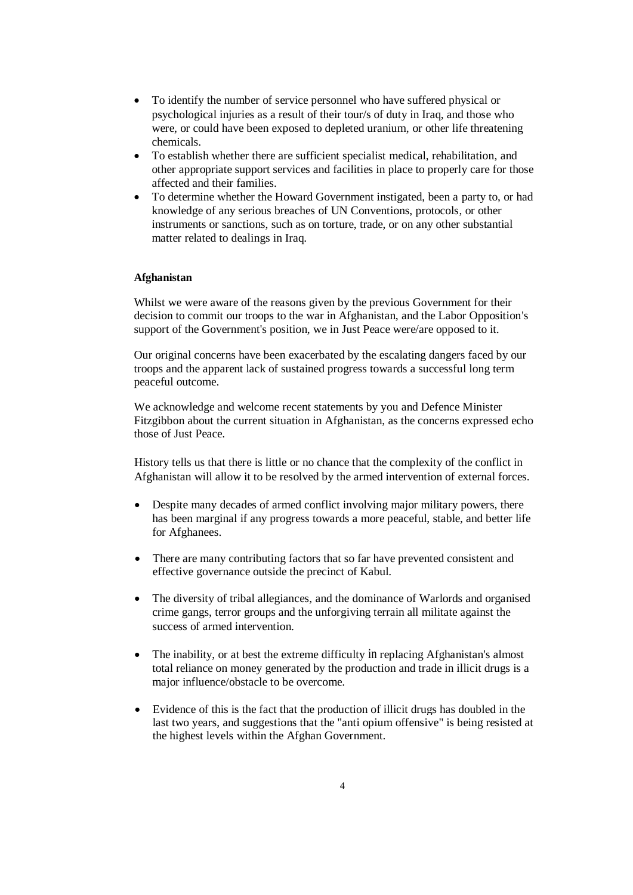- To identify the number of service personnel who have suffered physical or psychological injuries as a result of their tour/s of duty in Iraq, and those who were, or could have been exposed to depleted uranium, or other life threatening chemicals.
- To establish whether there are sufficient specialist medical, rehabilitation, and other appropriate support services and facilities in place to properly care for those affected and their families.
- To determine whether the Howard Government instigated, been a party to, or had knowledge of any serious breaches of UN Conventions, protocols, or other instruments or sanctions, such as on torture, trade, or on any other substantial matter related to dealings in Iraq.

**Afghanistan**

Whilst we were aware of the reasons given by the previous Government for their decision to commit our troops to the war in Afghanistan, and the Labor Opposition's support of the Government's position, we in Just Peace were/are opposed to it.

Our original concerns have been exacerbated by the escalating dangers faced by our troops and the apparent lack of sustained progress towards a successful long term peaceful outcome.

We acknowledge and welcome recent statements by you and Defence Minister Fitzgibbon about the current situation in Afghanistan, as the concerns expressed echo those of Just Peace.

History tells us that there is little or no chance that the complexity of the conflict in Afghanistan will allow it to be resolved by the armed intervention of external forces.

- Despite many decades of armed conflict involving major military powers, there has been marginal if any progress towards a more peaceful, stable, and better life for Afghanees.

- There are many contributing factors that so far have prevented consistent and effective governance outside the precinct of Kabul.

- The diversity of tribal allegiances, and the dominance of Warlords and organised crime gangs, terror groups and the unforgiving terrain all militate against the success of armed intervention.

- The inability, or at best the extreme difficulty in replacing Afghanistan's almost total reliance on money generated by the production and trade in illicit drugs is a major influence/obstacle to be overcome.

- Evidence of this is the fact that the production of illicit drugs has doubled in the last two years, and suggestions that the "anti opium offensive" is being resisted at the highest levels within the Afghan Government.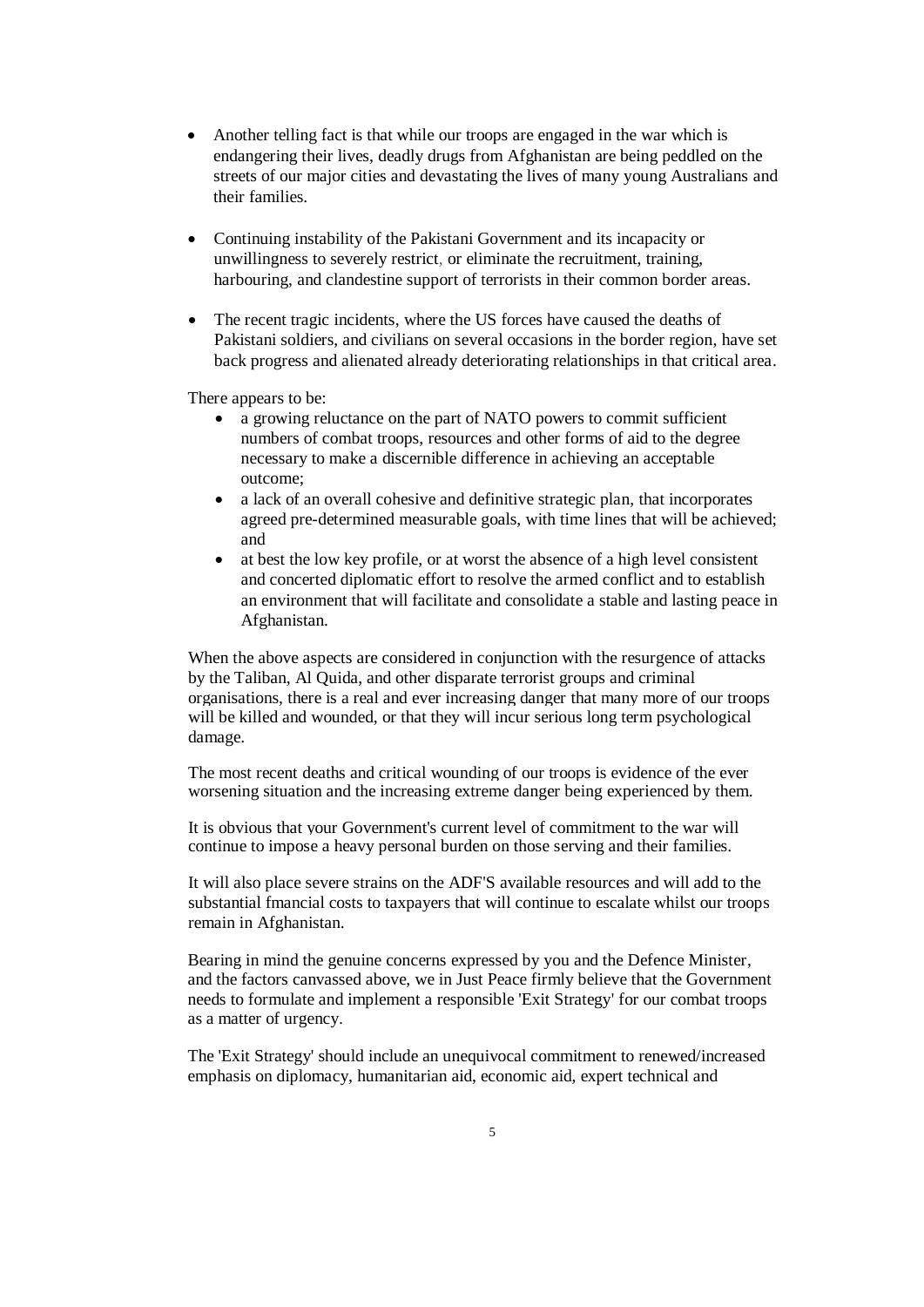- Another telling fact is that while our troops are engaged in the war which is endangering their lives, deadly drugs from Afghanistan are being peddled on the streets of our major cities and devastating the lives of many young Australians and their families.

- Continuing instability of the Pakistani Government and its incapacity or unwillingness to severely restrict, or eliminate the recruitment, training, harbouring, and clandestine support of terrorists in their common border areas.

- The recent tragic incidents, where the US forces have caused the deaths of Pakistani soldiers, and civilians on several occasions in the border region, have set back progress and alienated already deteriorating relationships in that critical area.

There appears to be:

- a growing reluctance on the part of NATO powers to commit sufficient numbers of combat troops, resources and other forms of aid to the degree necessary to make a discernible difference in achieving an acceptable outcome;
- a lack of an overall cohesive and definitive strategic plan, that incorporates agreed pre-determined measurable goals, with time lines that will be achieved; and
- at best the low key profile, or at worst the absence of a high level consistent and concerted diplomatic effort to resolve the armed conflict and to establish an environment that will facilitate and consolidate a stable and lasting peace in Afghanistan.

When the above aspects are considered in conjunction with the resurgence of attacks by the Taliban, Al Quida, and other disparate terrorist groups and criminal organisations, there is a real and ever increasing danger that many more of our troops will be killed and wounded, or that they will incur serious long term psychological damage.

The most recent deaths and critical wounding of our troops is evidence of the ever worsening situation and the increasing extreme danger being experienced by them.

It is obvious that your Government's current level of commitment to the war will continue to impose a heavy personal burden on those serving and their families.

It will also place severe strains on the ADF'S available resources and will add to the substantial fmancial costs to taxpayers that will continue to escalate whilst our troops remain in Afghanistan.

Bearing in mind the genuine concerns expressed by you and the Defence Minister, and the factors canvassed above, we in Just Peace firmly believe that the Government needs to formulate and implement a responsible 'Exit Strategy' for our combat troops as a matter of urgency.

The 'Exit Strategy' should include an unequivocal commitment to renewed/increased emphasis on diplomacy, humanitarian aid, economic aid, expert technical and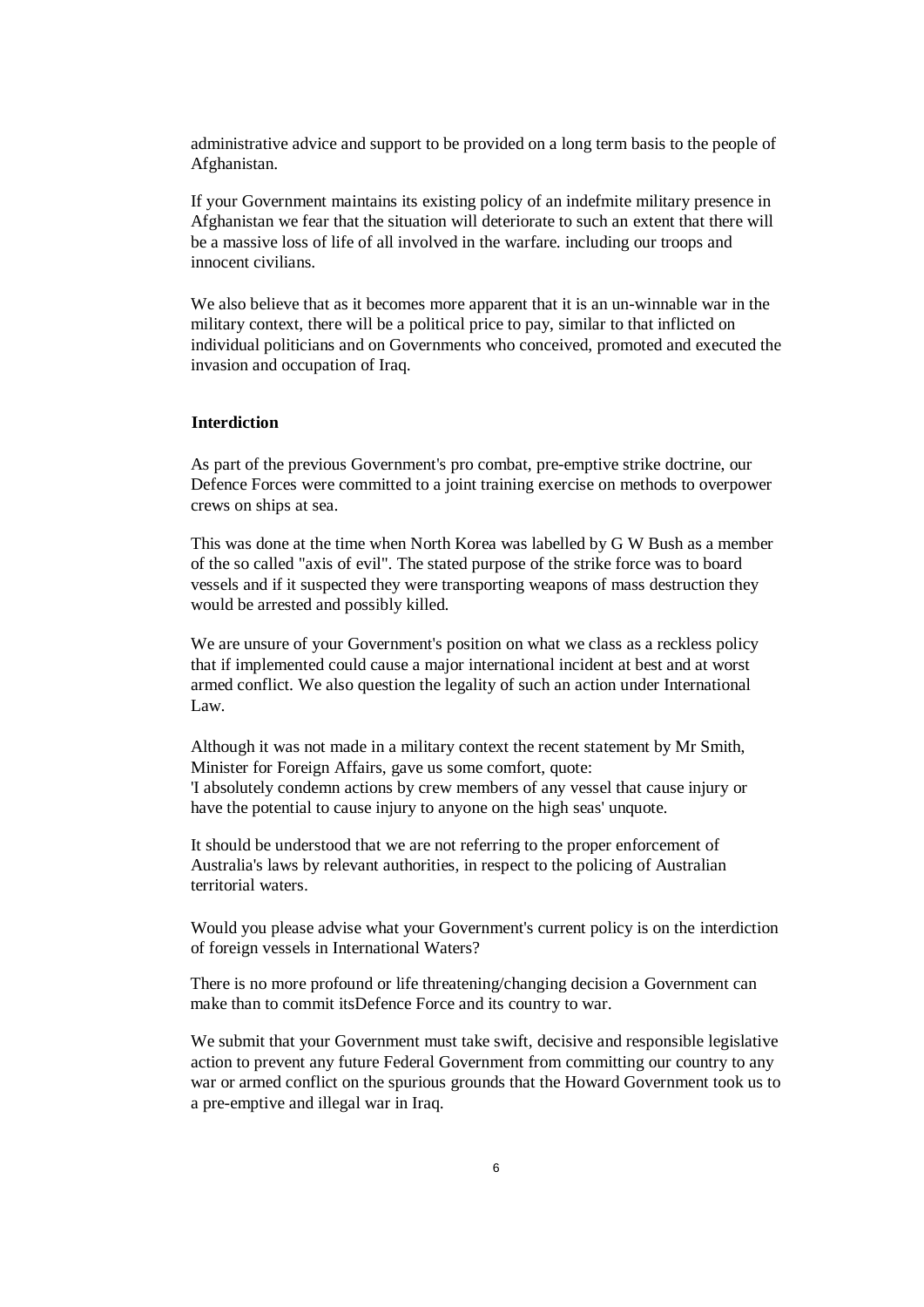administrative advice and support to be provided on a long term basis to the people of Afghanistan.

If your Government maintains its existing policy of an indefmite military presence in Afghanistan we fear that the situation will deteriorate to such an extent that there will be a massive loss of life of all involved in the warfare. including our troops and innocent civilians.

We also believe that as it becomes more apparent that it is an un-winnable war in the military context, there will be a political price to pay, similar to that inflicted on individual politicians and on Governments who conceived, promoted and executed the invasion and occupation of Iraq.

**Interdiction**

As part of the previous Government's pro combat, pre-emptive strike doctrine, our Defence Forces were committed to a joint training exercise on methods to overpower crews on ships at sea.

This was done at the time when North Korea was labelled by G W Bush as a member of the so called "axis of evil". The stated purpose of the strike force was to board vessels and if it suspected they were transporting weapons of mass destruction they would be arrested and possibly killed.

We are unsure of your Government's position on what we class as a reckless policy that if implemented could cause a major international incident at best and at worst armed conflict. We also question the legality of such an action under International Law.

Although it was not made in a military context the recent statement by Mr Smith, Minister for Foreign Affairs, gave us some comfort, quote:
'I absolutely condemn actions by crew members of any vessel that cause injury or have the potential to cause injury to anyone on the high seas' unquote.

It should be understood that we are not referring to the proper enforcement of Australia's laws by relevant authorities, in respect to the policing of Australian territorial waters.

Would you please advise what your Government's current policy is on the interdiction of foreign vessels in International Waters?

There is no more profound or life threatening/changing decision a Government can make than to commit itsDefence Force and its country to war.

We submit that your Government must take swift, decisive and responsible legislative action to prevent any future Federal Government from committing our country to any war or armed conflict on the spurious grounds that the Howard Government took us to a pre-emptive and illegal war in Iraq.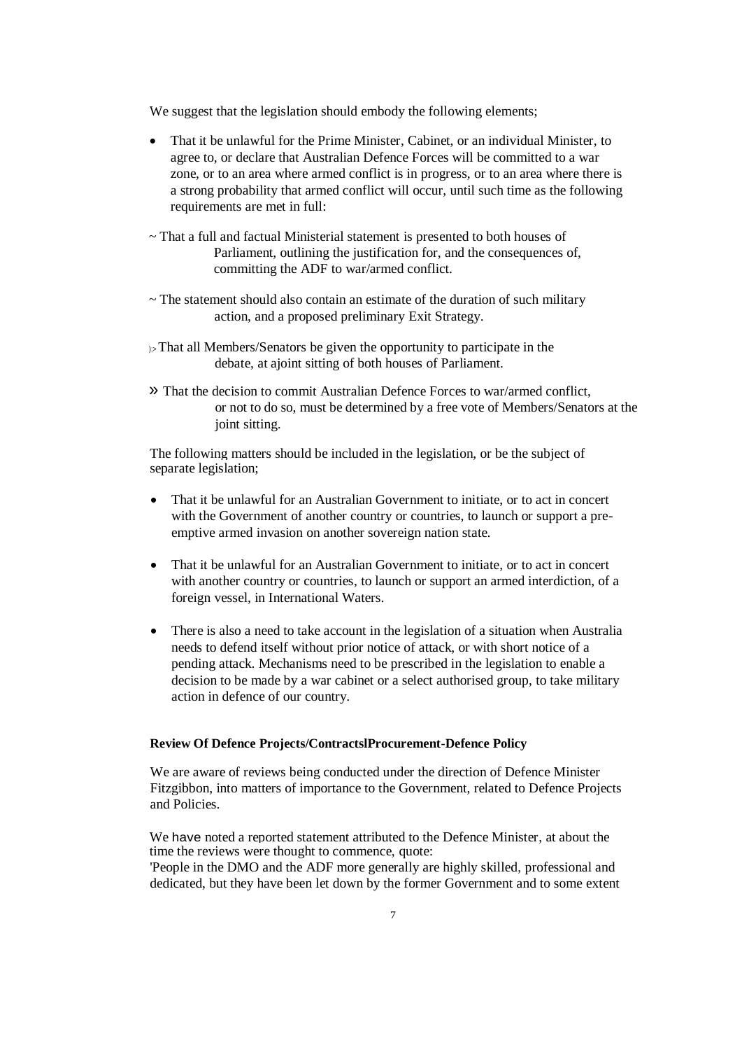We suggest that the legislation should embody the following elements;

- That it be unlawful for the Prime Minister, Cabinet, or an individual Minister, to agree to, or declare that Australian Defence Forces will be committed to a war zone, or to an area where armed conflict is in progress, or to an area where there is a strong probability that armed conflict will occur, until such time as the following requirements are met in full:

~ That a full and factual Ministerial statement is presented to both houses of Parliament, outlining the justification for, and the consequences of, committing the ADF to war/armed conflict.

~ The statement should also contain an estimate of the duration of such military action, and a proposed preliminary Exit Strategy.

}> That all Members/Senators be given the opportunity to participate in the debate, at ajoint sitting of both houses of Parliament.

» That the decision to commit Australian Defence Forces to war/armed conflict, or not to do so, must be determined by a free vote of Members/Senators at the joint sitting.

The following matters should be included in the legislation, or be the subject of separate legislation;

- That it be unlawful for an Australian Government to initiate, or to act in concert with the Government of another country or countries, to launch or support a pre-emptive armed invasion on another sovereign nation state.

- That it be unlawful for an Australian Government to initiate, or to act in concert with another country or countries, to launch or support an armed interdiction, of a foreign vessel, in International Waters.

- There is also a need to take account in the legislation of a situation when Australia needs to defend itself without prior notice of attack, or with short notice of a pending attack. Mechanisms need to be prescribed in the legislation to enable a decision to be made by a war cabinet or a select authorised group, to take military action in defence of our country.

**Review Of Defence Projects/ContractslProcurement-Defence Policy**

We are aware of reviews being conducted under the direction of Defence Minister Fitzgibbon, into matters of importance to the Government, related to Defence Projects and Policies.

We have noted a reported statement attributed to the Defence Minister, at about the time the reviews were thought to commence, quote:
'People in the DMO and the ADF more generally are highly skilled, professional and dedicated, but they have been let down by the former Government and to some extent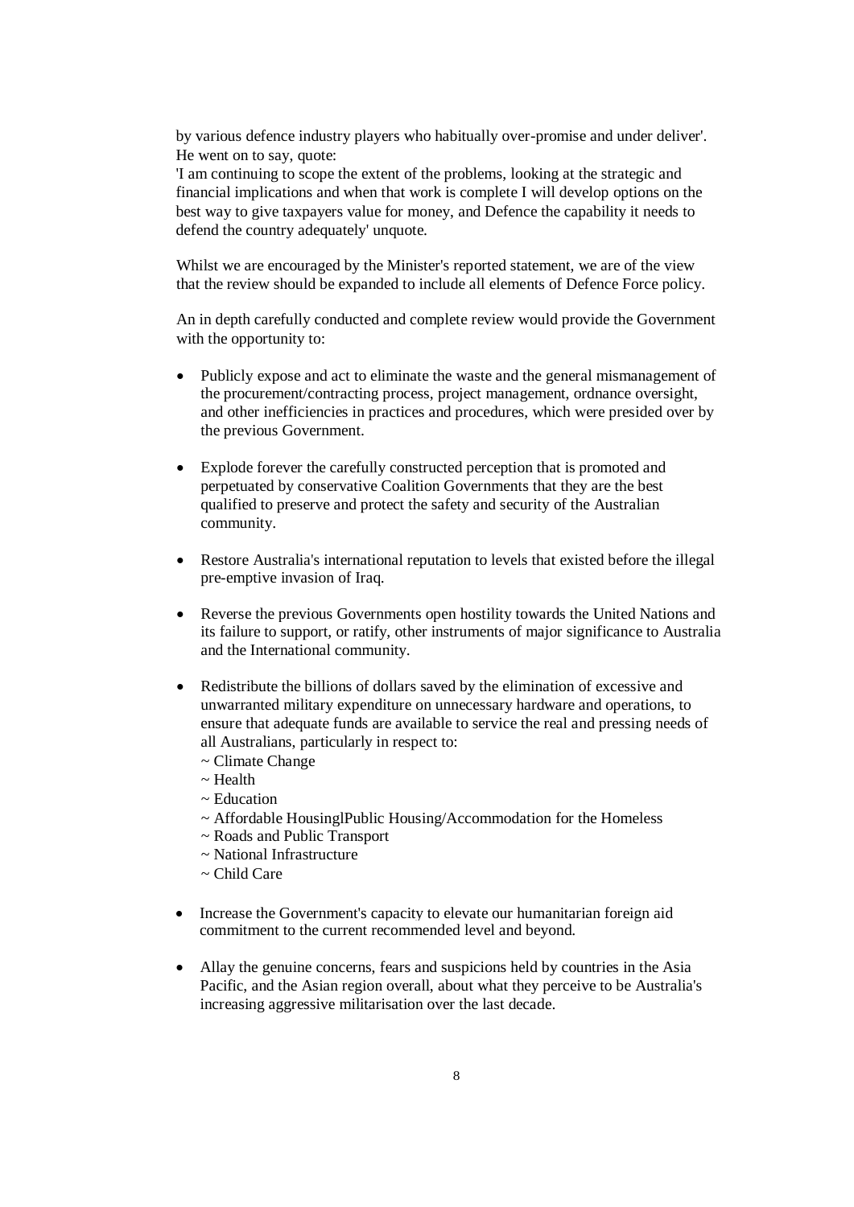by various defence industry players who habitually over-promise and under deliver'. He went on to say, quote:
'I am continuing to scope the extent of the problems, looking at the strategic and financial implications and when that work is complete I will develop options on the best way to give taxpayers value for money, and Defence the capability it needs to defend the country adequately' unquote.

Whilst we are encouraged by the Minister's reported statement, we are of the view that the review should be expanded to include all elements of Defence Force policy.

An in depth carefully conducted and complete review would provide the Government with the opportunity to:

- Publicly expose and act to eliminate the waste and the general mismanagement of the procurement/contracting process, project management, ordnance oversight, and other inefficiencies in practices and procedures, which were presided over by the previous Government.

- Explode forever the carefully constructed perception that is promoted and perpetuated by conservative Coalition Governments that they are the best qualified to preserve and protect the safety and security of the Australian community.

- Restore Australia's international reputation to levels that existed before the illegal pre-emptive invasion of Iraq.

- Reverse the previous Governments open hostility towards the United Nations and its failure to support, or ratify, other instruments of major significance to Australia and the International community.

- Redistribute the billions of dollars saved by the elimination of excessive and unwarranted military expenditure on unnecessary hardware and operations, to ensure that adequate funds are available to service the real and pressing needs of all Australians, particularly in respect to:
  ~ Climate Change
  ~ Health
  ~ Education
  ~ Affordable HousinglPublic Housing/Accommodation for the Homeless
  ~ Roads and Public Transport
  ~ National Infrastructure
  ~ Child Care

- Increase the Government's capacity to elevate our humanitarian foreign aid commitment to the current recommended level and beyond.

- Allay the genuine concerns, fears and suspicions held by countries in the Asia Pacific, and the Asian region overall, about what they perceive to be Australia's increasing aggressive militarisation over the last decade.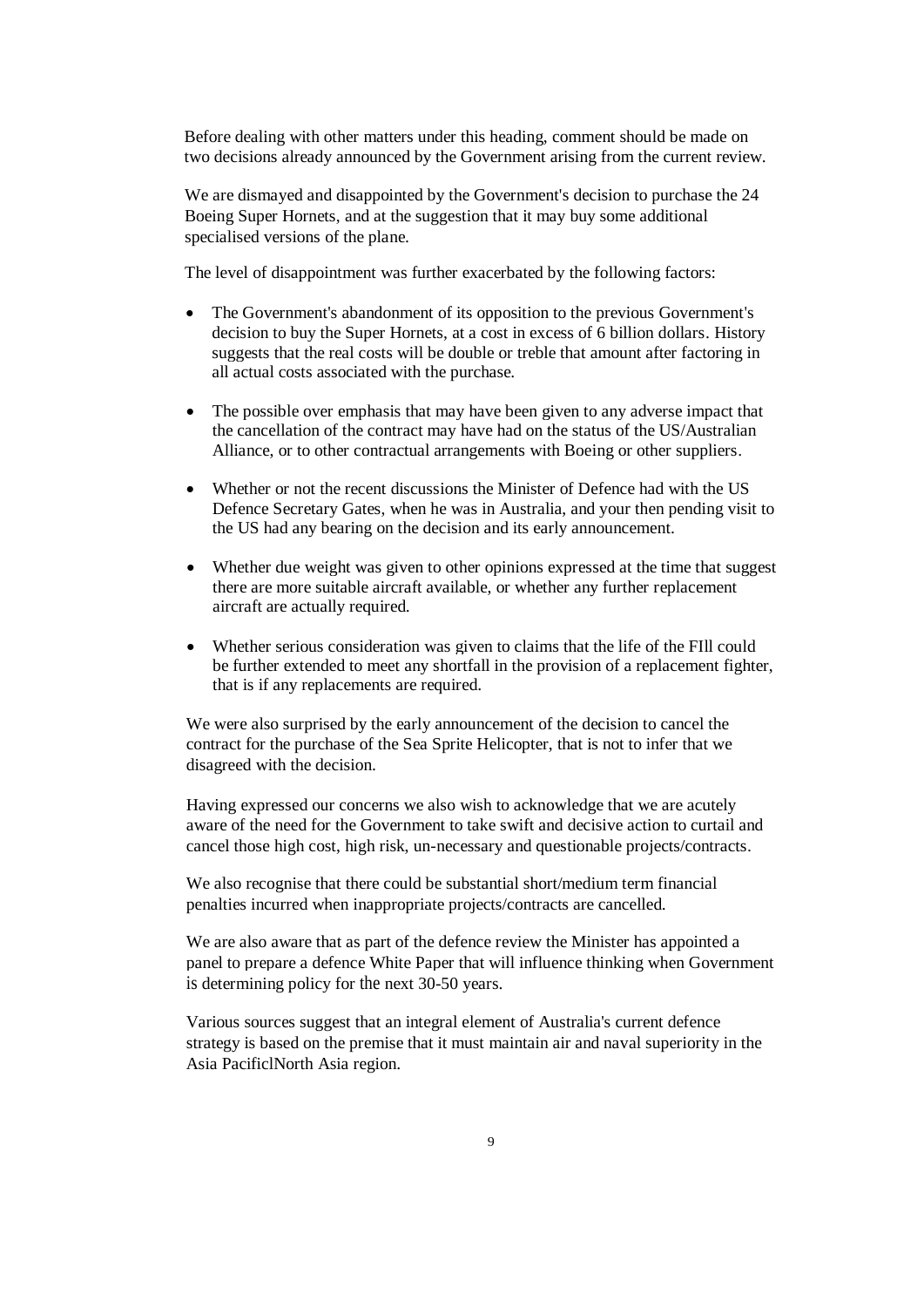Before dealing with other matters under this heading, comment should be made on two decisions already announced by the Government arising from the current review.

We are dismayed and disappointed by the Government's decision to purchase the 24 Boeing Super Hornets, and at the suggestion that it may buy some additional specialised versions of the plane.

The level of disappointment was further exacerbated by the following factors:

- The Government's abandonment of its opposition to the previous Government's decision to buy the Super Hornets, at a cost in excess of 6 billion dollars. History suggests that the real costs will be double or treble that amount after factoring in all actual costs associated with the purchase.

- The possible over emphasis that may have been given to any adverse impact that the cancellation of the contract may have had on the status of the US/Australian Alliance, or to other contractual arrangements with Boeing or other suppliers.

- Whether or not the recent discussions the Minister of Defence had with the US Defence Secretary Gates, when he was in Australia, and your then pending visit to the US had any bearing on the decision and its early announcement.

- Whether due weight was given to other opinions expressed at the time that suggest there are more suitable aircraft available, or whether any further replacement aircraft are actually required.

- Whether serious consideration was given to claims that the life of the FIll could be further extended to meet any shortfall in the provision of a replacement fighter, that is if any replacements are required.

We were also surprised by the early announcement of the decision to cancel the contract for the purchase of the Sea Sprite Helicopter, that is not to infer that we disagreed with the decision.

Having expressed our concerns we also wish to acknowledge that we are acutely aware of the need for the Government to take swift and decisive action to curtail and cancel those high cost, high risk, un-necessary and questionable projects/contracts.

We also recognise that there could be substantial short/medium term financial penalties incurred when inappropriate projects/contracts are cancelled.

We are also aware that as part of the defence review the Minister has appointed a panel to prepare a defence White Paper that will influence thinking when Government is determining policy for the next 30-50 years.

Various sources suggest that an integral element of Australia's current defence strategy is based on the premise that it must maintain air and naval superiority in the Asia PacificlNorth Asia region.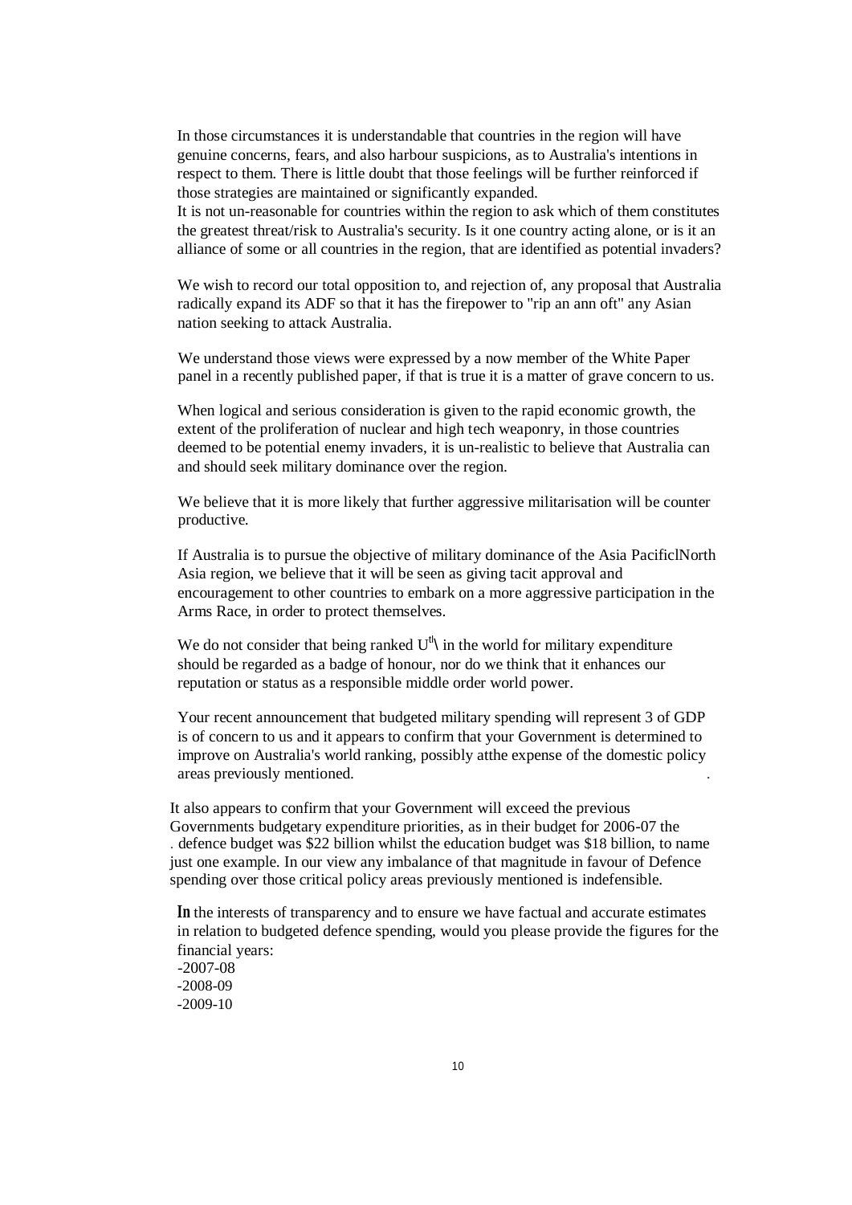In those circumstances it is understandable that countries in the region will have genuine concerns, fears, and also harbour suspicions, as to Australia's intentions in respect to them. There is little doubt that those feelings will be further reinforced if those strategies are maintained or significantly expanded.
It is not un-reasonable for countries within the region to ask which of them constitutes the greatest threat/risk to Australia's security. Is it one country acting alone, or is it an alliance of some or all countries in the region, that are identified as potential invaders?

We wish to record our total opposition to, and rejection of, any proposal that Australia radically expand its ADF so that it has the firepower to "rip an ann oft" any Asian nation seeking to attack Australia.

We understand those views were expressed by a now member of the White Paper panel in a recently published paper, if that is true it is a matter of grave concern to us.

When logical and serious consideration is given to the rapid economic growth, the extent of the proliferation of nuclear and high tech weaponry, in those countries deemed to be potential enemy invaders, it is un-realistic to believe that Australia can and should seek military dominance over the region.

We believe that it is more likely that further aggressive militarisation will be counter productive.

If Australia is to pursue the objective of military dominance of the Asia PacificlNorth Asia region, we believe that it will be seen as giving tacit approval and encouragement to other countries to embark on a more aggressive participation in the Arms Race, in order to protect themselves.

We do not consider that being ranked U^th\ in the world for military expenditure should be regarded as a badge of honour, nor do we think that it enhances our reputation or status as a responsible middle order world power.

Your recent announcement that budgeted military spending will represent 3 of GDP is of concern to us and it appears to confirm that your Government is determined to improve on Australia's world ranking, possibly atthe expense of the domestic policy areas previously mentioned.

It also appears to confirm that your Government will exceed the previous Governments budgetary expenditure priorities, as in their budget for 2006-07 the defence budget was $22 billion whilst the education budget was $18 billion, to name just one example. In our view any imbalance of that magnitude in favour of Defence spending over those critical policy areas previously mentioned is indefensible.

**In** the interests of transparency and to ensure we have factual and accurate estimates in relation to budgeted defence spending, would you please provide the figures for the financial years:
-2007-08
-2008-09
-2009-10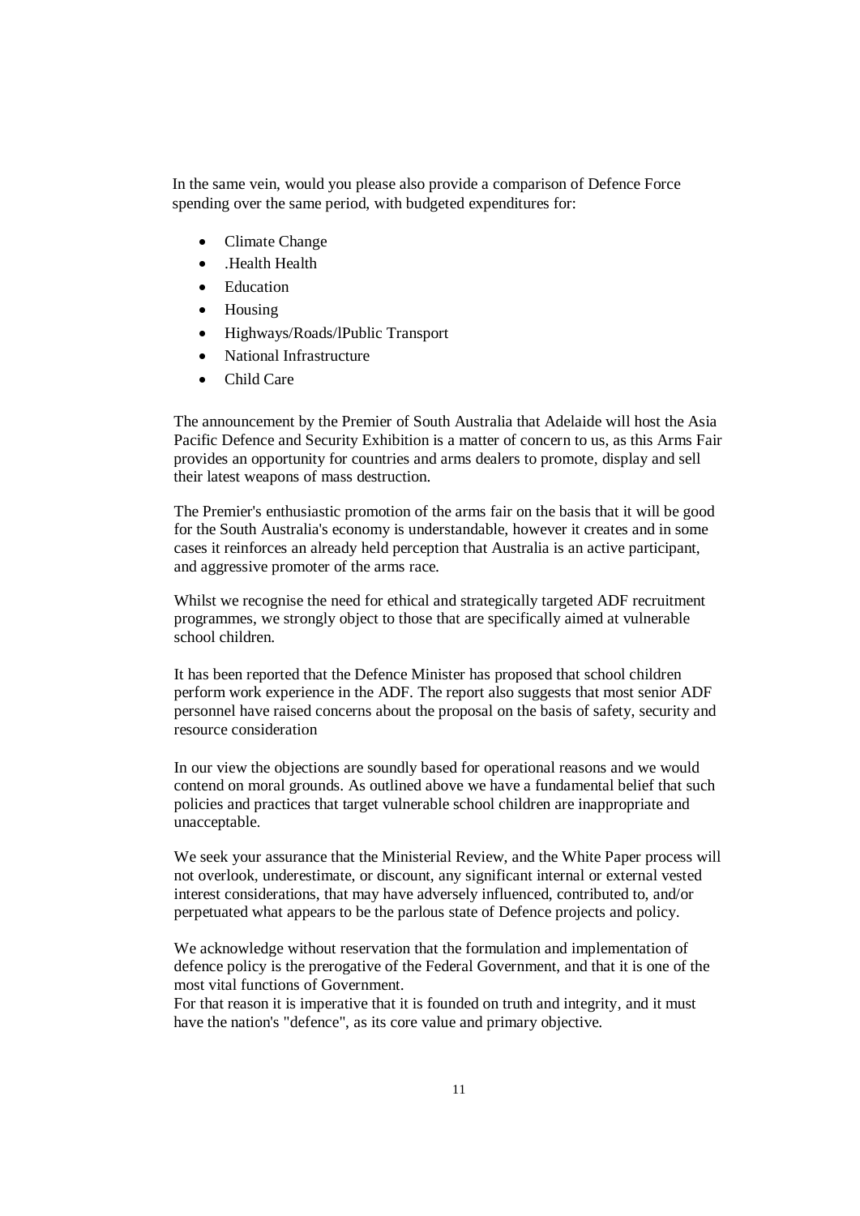In the same vein, would you please also provide a comparison of Defence Force spending over the same period, with budgeted expenditures for:

- Climate Change
- .Health Health
- Education
- Housing
- Highways/Roads/lPublic Transport
- National Infrastructure
- Child Care

The announcement by the Premier of South Australia that Adelaide will host the Asia Pacific Defence and Security Exhibition is a matter of concern to us, as this Arms Fair provides an opportunity for countries and arms dealers to promote, display and sell their latest weapons of mass destruction.

The Premier's enthusiastic promotion of the arms fair on the basis that it will be good for the South Australia's economy is understandable, however it creates and in some cases it reinforces an already held perception that Australia is an active participant, and aggressive promoter of the arms race.

Whilst we recognise the need for ethical and strategically targeted ADF recruitment programmes, we strongly object to those that are specifically aimed at vulnerable school children.

It has been reported that the Defence Minister has proposed that school children perform work experience in the ADF. The report also suggests that most senior ADF personnel have raised concerns about the proposal on the basis of safety, security and resource consideration

In our view the objections are soundly based for operational reasons and we would contend on moral grounds. As outlined above we have a fundamental belief that such policies and practices that target vulnerable school children are inappropriate and unacceptable.

We seek your assurance that the Ministerial Review, and the White Paper process will not overlook, underestimate, or discount, any significant internal or external vested interest considerations, that may have adversely influenced, contributed to, and/or perpetuated what appears to be the parlous state of Defence projects and policy.

We acknowledge without reservation that the formulation and implementation of defence policy is the prerogative of the Federal Government, and that it is one of the most vital functions of Government.
For that reason it is imperative that it is founded on truth and integrity, and it must have the nation's "defence", as its core value and primary objective.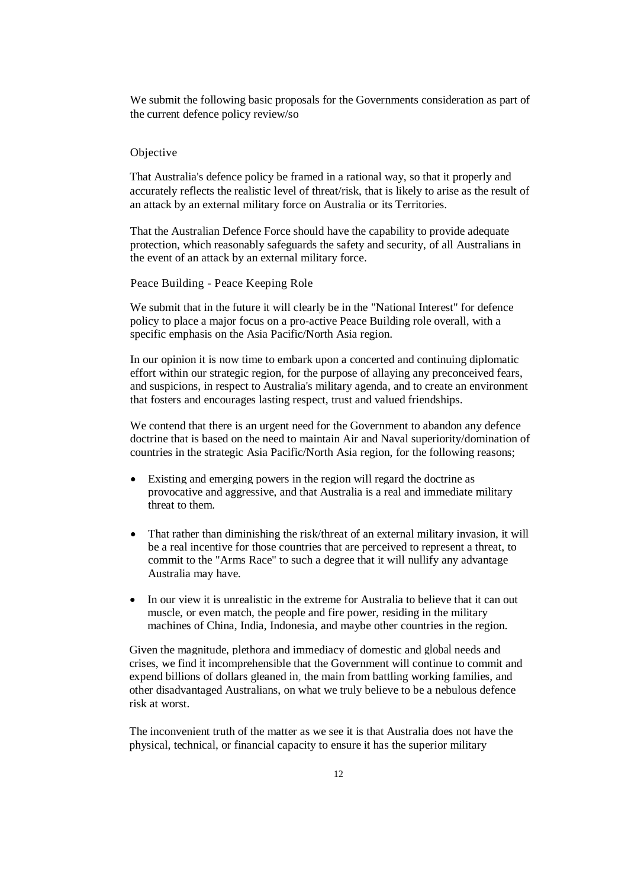We submit the following basic proposals for the Governments consideration as part of the current defence policy review/so

## Objective

That Australia's defence policy be framed in a rational way, so that it properly and accurately reflects the realistic level of threat/risk, that is likely to arise as the result of an attack by an external military force on Australia or its Territories.

That the Australian Defence Force should have the capability to provide adequate protection, which reasonably safeguards the safety and security, of all Australians in the event of an attack by an external military force.

## Peace Building - Peace Keeping Role

We submit that in the future it will clearly be in the "National Interest" for defence policy to place a major focus on a pro-active Peace Building role overall, with a specific emphasis on the Asia Pacific/North Asia region.

In our opinion it is now time to embark upon a concerted and continuing diplomatic effort within our strategic region, for the purpose of allaying any preconceived fears, and suspicions, in respect to Australia's military agenda, and to create an environment that fosters and encourages lasting respect, trust and valued friendships.

We contend that there is an urgent need for the Government to abandon any defence doctrine that is based on the need to maintain Air and Naval superiority/domination of countries in the strategic Asia Pacific/North Asia region, for the following reasons;

- Existing and emerging powers in the region will regard the doctrine as provocative and aggressive, and that Australia is a real and immediate military threat to them.
- That rather than diminishing the risk/threat of an external military invasion, it will be a real incentive for those countries that are perceived to represent a threat, to commit to the "Arms Race" to such a degree that it will nullify any advantage Australia may have.
- In our view it is unrealistic in the extreme for Australia to believe that it can out muscle, or even match, the people and fire power, residing in the military machines of China, India, Indonesia, and maybe other countries in the region.

Given the magnitude, plethora and immediacy of domestic and global needs and crises, we find it incomprehensible that the Government will continue to commit and expend billions of dollars gleaned in, the main from battling working families, and other disadvantaged Australians, on what we truly believe to be a nebulous defence risk at worst.

The inconvenient truth of the matter as we see it is that Australia does not have the physical, technical, or financial capacity to ensure it has the superior military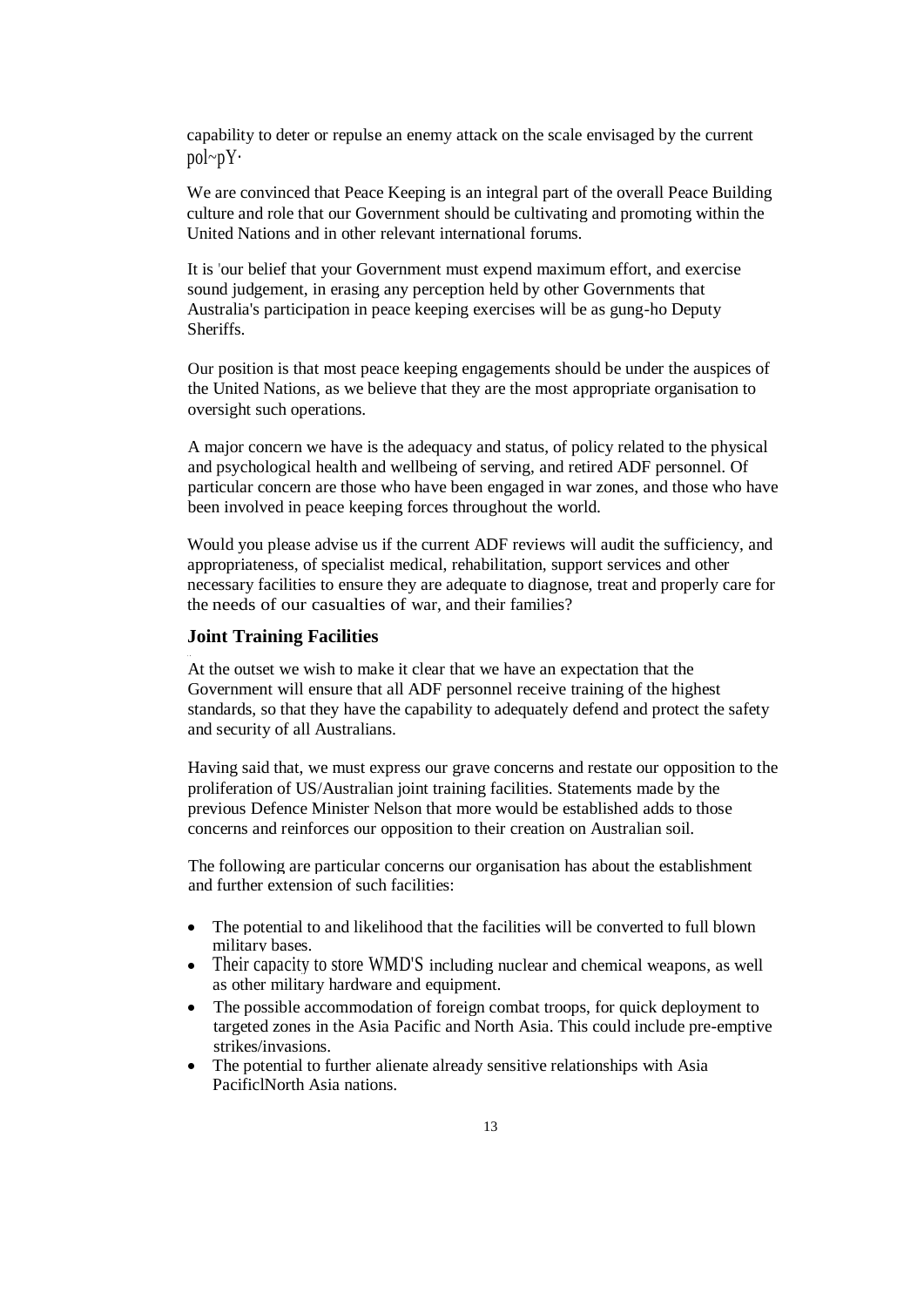capability to deter or repulse an enemy attack on the scale envisaged by the current pol~pY·

We are convinced that Peace Keeping is an integral part of the overall Peace Building culture and role that our Government should be cultivating and promoting within the United Nations and in other relevant international forums.

It is 'our belief that your Government must expend maximum effort, and exercise sound judgement, in erasing any perception held by other Governments that Australia's participation in peace keeping exercises will be as gung-ho Deputy Sheriffs.

Our position is that most peace keeping engagements should be under the auspices of the United Nations, as we believe that they are the most appropriate organisation to oversight such operations.

A major concern we have is the adequacy and status, of policy related to the physical and psychological health and wellbeing of serving, and retired ADF personnel. Of particular concern are those who have been engaged in war zones, and those who have been involved in peace keeping forces throughout the world.

Would you please advise us if the current ADF reviews will audit the sufficiency, and appropriateness, of specialist medical, rehabilitation, support services and other necessary facilities to ensure they are adequate to diagnose, treat and properly care for the needs of our casualties of war, and their families?

## Joint Training Facilities

At the outset we wish to make it clear that we have an expectation that the Government will ensure that all ADF personnel receive training of the highest standards, so that they have the capability to adequately defend and protect the safety and security of all Australians.

Having said that, we must express our grave concerns and restate our opposition to the proliferation of US/Australian joint training facilities. Statements made by the previous Defence Minister Nelson that more would be established adds to those concerns and reinforces our opposition to their creation on Australian soil.

The following are particular concerns our organisation has about the establishment and further extension of such facilities:

- The potential to and likelihood that the facilities will be converted to full blown military bases.
- Their capacity to store WMD'S including nuclear and chemical weapons, as well as other military hardware and equipment.
- The possible accommodation of foreign combat troops, for quick deployment to targeted zones in the Asia Pacific and North Asia. This could include pre-emptive strikes/invasions.
- The potential to further alienate already sensitive relationships with Asia PacificlNorth Asia nations.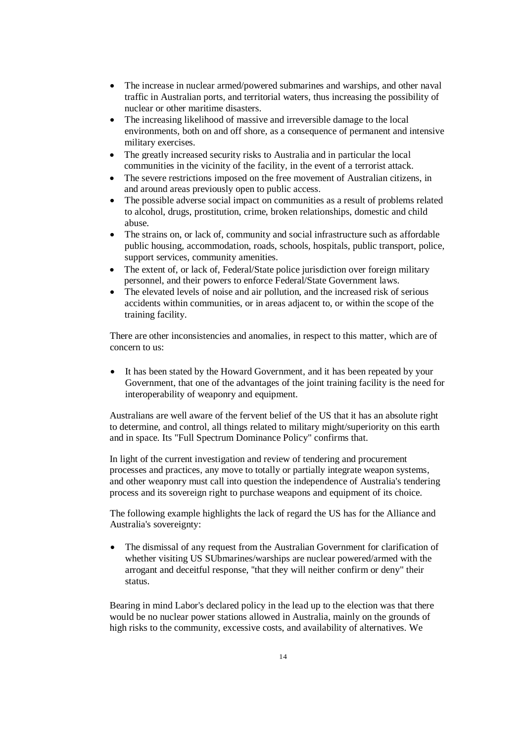- The increase in nuclear armed/powered submarines and warships, and other naval traffic in Australian ports, and territorial waters, thus increasing the possibility of nuclear or other maritime disasters.
- The increasing likelihood of massive and irreversible damage to the local environments, both on and off shore, as a consequence of permanent and intensive military exercises.
- The greatly increased security risks to Australia and in particular the local communities in the vicinity of the facility, in the event of a terrorist attack.
- The severe restrictions imposed on the free movement of Australian citizens, in and around areas previously open to public access.
- The possible adverse social impact on communities as a result of problems related to alcohol, drugs, prostitution, crime, broken relationships, domestic and child abuse.
- The strains on, or lack of, community and social infrastructure such as affordable public housing, accommodation, roads, schools, hospitals, public transport, police, support services, community amenities.
- The extent of, or lack of, Federal/State police jurisdiction over foreign military personnel, and their powers to enforce Federal/State Government laws.
- The elevated levels of noise and air pollution, and the increased risk of serious accidents within communities, or in areas adjacent to, or within the scope of the training facility.

There are other inconsistencies and anomalies, in respect to this matter, which are of concern to us:

- It has been stated by the Howard Government, and it has been repeated by your Government, that one of the advantages of the joint training facility is the need for interoperability of weaponry and equipment.

Australians are well aware of the fervent belief of the US that it has an absolute right to determine, and control, all things related to military might/superiority on this earth and in space. Its "Full Spectrum Dominance Policy" confirms that.

In light of the current investigation and review of tendering and procurement processes and practices, any move to totally or partially integrate weapon systems, and other weaponry must call into question the independence of Australia's tendering process and its sovereign right to purchase weapons and equipment of its choice.

The following example highlights the lack of regard the US has for the Alliance and Australia's sovereignty:

- The dismissal of any request from the Australian Government for clarification of whether visiting US SUbmarines/warships are nuclear powered/armed with the arrogant and deceitful response, "that they will neither confirm or deny" their status.

Bearing in mind Labor's declared policy in the lead up to the election was that there would be no nuclear power stations allowed in Australia, mainly on the grounds of high risks to the community, excessive costs, and availability of alternatives. We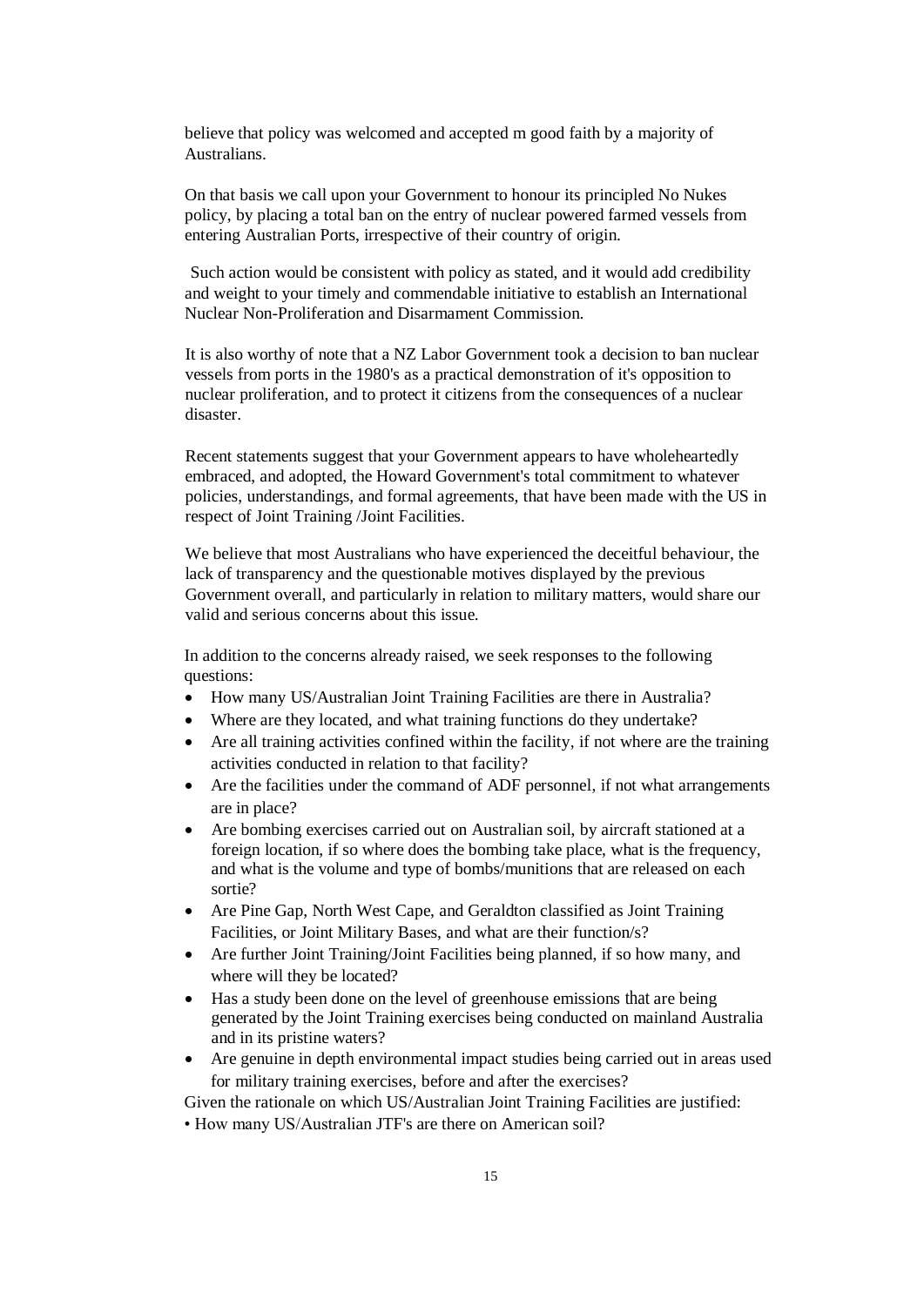believe that policy was welcomed and accepted m good faith by a majority of Australians.

On that basis we call upon your Government to honour its principled No Nukes policy, by placing a total ban on the entry of nuclear powered farmed vessels from entering Australian Ports, irrespective of their country of origin.

Such action would be consistent with policy as stated, and it would add credibility and weight to your timely and commendable initiative to establish an International Nuclear Non-Proliferation and Disarmament Commission.

It is also worthy of note that a NZ Labor Government took a decision to ban nuclear vessels from ports in the 1980's as a practical demonstration of it's opposition to nuclear proliferation, and to protect it citizens from the consequences of a nuclear disaster.

Recent statements suggest that your Government appears to have wholeheartedly embraced, and adopted, the Howard Government's total commitment to whatever policies, understandings, and formal agreements, that have been made with the US in respect of Joint Training /Joint Facilities.

We believe that most Australians who have experienced the deceitful behaviour, the lack of transparency and the questionable motives displayed by the previous Government overall, and particularly in relation to military matters, would share our valid and serious concerns about this issue.

In addition to the concerns already raised, we seek responses to the following questions:

- How many US/Australian Joint Training Facilities are there in Australia?
- Where are they located, and what training functions do they undertake?
- Are all training activities confined within the facility, if not where are the training activities conducted in relation to that facility?
- Are the facilities under the command of ADF personnel, if not what arrangements are in place?
- Are bombing exercises carried out on Australian soil, by aircraft stationed at a foreign location, if so where does the bombing take place, what is the frequency, and what is the volume and type of bombs/munitions that are released on each sortie?
- Are Pine Gap, North West Cape, and Geraldton classified as Joint Training Facilities, or Joint Military Bases, and what are their function/s?
- Are further Joint Training/Joint Facilities being planned, if so how many, and where will they be located?
- Has a study been done on the level of greenhouse emissions that are being generated by the Joint Training exercises being conducted on mainland Australia and in its pristine waters?
- Are genuine in depth environmental impact studies being carried out in areas used for military training exercises, before and after the exercises?

Given the rationale on which US/Australian Joint Training Facilities are justified:

- How many US/Australian JTF's are there on American soil?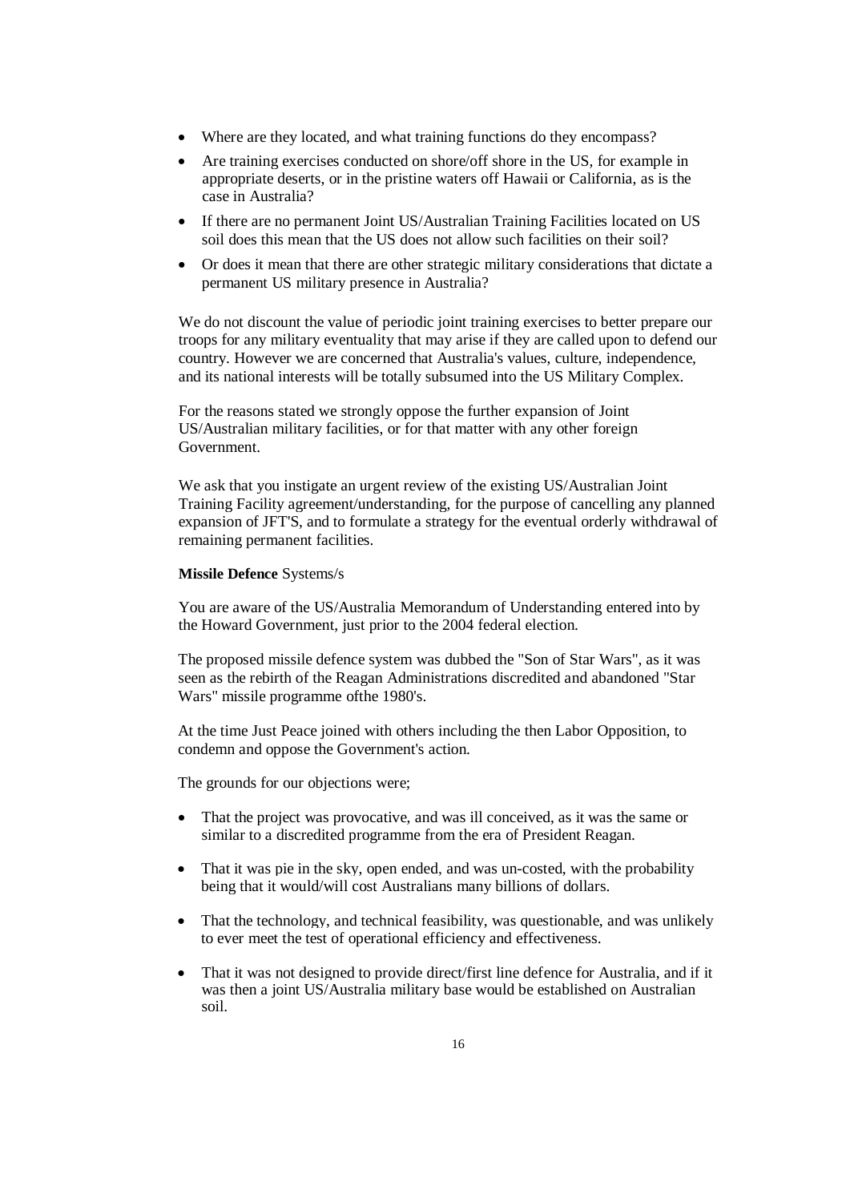- Where are they located, and what training functions do they encompass?
- Are training exercises conducted on shore/off shore in the US, for example in appropriate deserts, or in the pristine waters off Hawaii or California, as is the case in Australia?
- If there are no permanent Joint US/Australian Training Facilities located on US soil does this mean that the US does not allow such facilities on their soil?
- Or does it mean that there are other strategic military considerations that dictate a permanent US military presence in Australia?

We do not discount the value of periodic joint training exercises to better prepare our troops for any military eventuality that may arise if they are called upon to defend our country. However we are concerned that Australia's values, culture, independence, and its national interests will be totally subsumed into the US Military Complex.

For the reasons stated we strongly oppose the further expansion of Joint US/Australian military facilities, or for that matter with any other foreign Government.

We ask that you instigate an urgent review of the existing US/Australian Joint Training Facility agreement/understanding, for the purpose of cancelling any planned expansion of JFT'S, and to formulate a strategy for the eventual orderly withdrawal of remaining permanent facilities.

**Missile Defence** Systems/s

You are aware of the US/Australia Memorandum of Understanding entered into by the Howard Government, just prior to the 2004 federal election.

The proposed missile defence system was dubbed the "Son of Star Wars", as it was seen as the rebirth of the Reagan Administrations discredited and abandoned "Star Wars" missile programme ofthe 1980's.

At the time Just Peace joined with others including the then Labor Opposition, to condemn and oppose the Government's action.

The grounds for our objections were;

- That the project was provocative, and was ill conceived, as it was the same or similar to a discredited programme from the era of President Reagan.
- That it was pie in the sky, open ended, and was un-costed, with the probability being that it would/will cost Australians many billions of dollars.
- That the technology, and technical feasibility, was questionable, and was unlikely to ever meet the test of operational efficiency and effectiveness.
- That it was not designed to provide direct/first line defence for Australia, and if it was then a joint US/Australia military base would be established on Australian soil.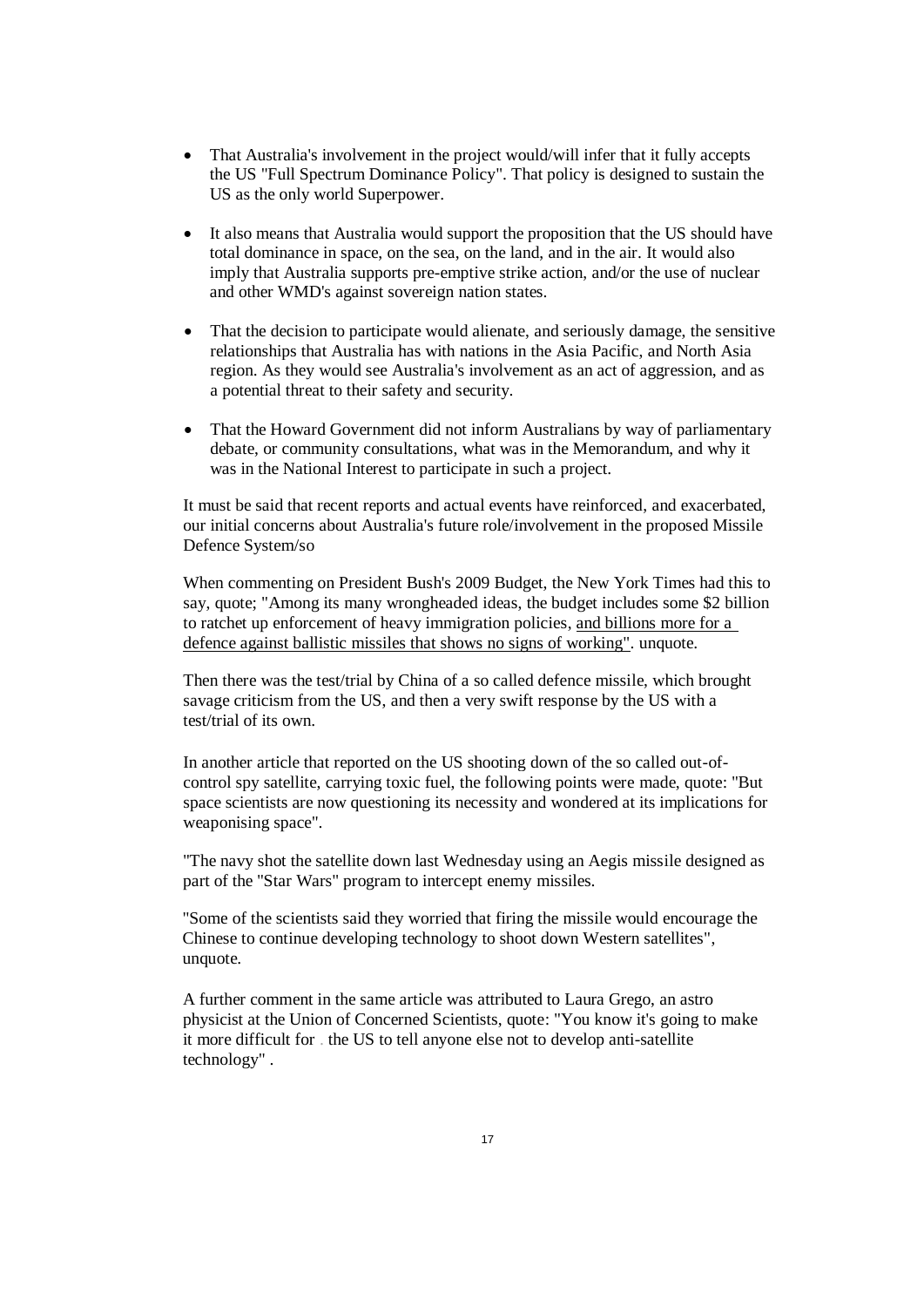- That Australia's involvement in the project would/will infer that it fully accepts the US "Full Spectrum Dominance Policy". That policy is designed to sustain the US as the only world Superpower.
- It also means that Australia would support the proposition that the US should have total dominance in space, on the sea, on the land, and in the air. It would also imply that Australia supports pre-emptive strike action, and/or the use of nuclear and other WMD's against sovereign nation states.
- That the decision to participate would alienate, and seriously damage, the sensitive relationships that Australia has with nations in the Asia Pacific, and North Asia region. As they would see Australia's involvement as an act of aggression, and as a potential threat to their safety and security.
- That the Howard Government did not inform Australians by way of parliamentary debate, or community consultations, what was in the Memorandum, and why it was in the National Interest to participate in such a project.

It must be said that recent reports and actual events have reinforced, and exacerbated, our initial concerns about Australia's future role/involvement in the proposed Missile Defence System/so

When commenting on President Bush's 2009 Budget, the New York Times had this to say, quote; "Among its many wrongheaded ideas, the budget includes some $2 billion to ratchet up enforcement of heavy immigration policies, and billions more for a defence against ballistic missiles that shows no signs of working". unquote.

Then there was the test/trial by China of a so called defence missile, which brought savage criticism from the US, and then a very swift response by the US with a test/trial of its own.

In another article that reported on the US shooting down of the so called out-of-control spy satellite, carrying toxic fuel, the following points were made, quote: "But space scientists are now questioning its necessity and wondered at its implications for weaponising space".

"The navy shot the satellite down last Wednesday using an Aegis missile designed as part of the "Star Wars" program to intercept enemy missiles.

"Some of the scientists said they worried that firing the missile would encourage the Chinese to continue developing technology to shoot down Western satellites", unquote.

A further comment in the same article was attributed to Laura Grego, an astro physicist at the Union of Concerned Scientists, quote: "You know it's going to make it more difficult for the US to tell anyone else not to develop anti-satellite technology" .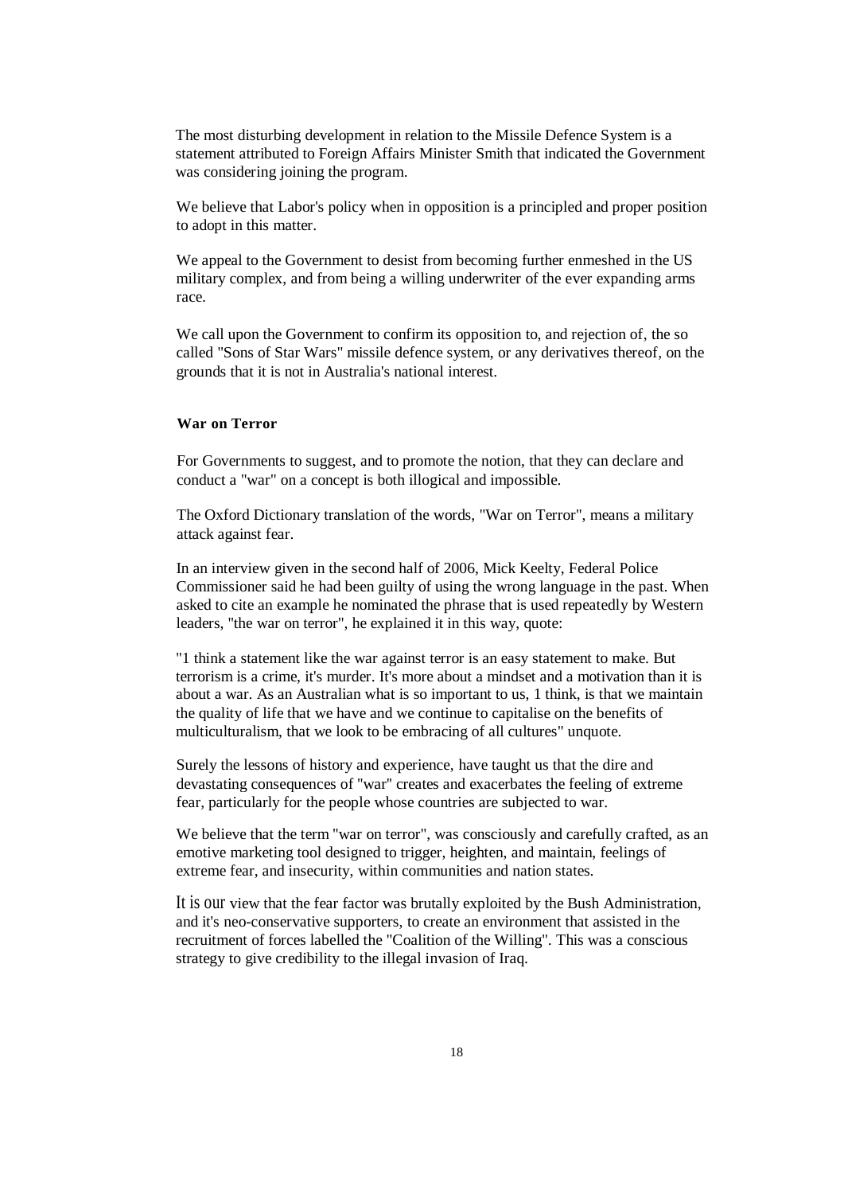The most disturbing development in relation to the Missile Defence System is a statement attributed to Foreign Affairs Minister Smith that indicated the Government was considering joining the program.

We believe that Labor's policy when in opposition is a principled and proper position to adopt in this matter.

We appeal to the Government to desist from becoming further enmeshed in the US military complex, and from being a willing underwriter of the ever expanding arms race.

We call upon the Government to confirm its opposition to, and rejection of, the so called "Sons of Star Wars" missile defence system, or any derivatives thereof, on the grounds that it is not in Australia's national interest.

**War on Terror**

For Governments to suggest, and to promote the notion, that they can declare and conduct a "war" on a concept is both illogical and impossible.

The Oxford Dictionary translation of the words, "War on Terror", means a military attack against fear.

In an interview given in the second half of 2006, Mick Keelty, Federal Police Commissioner said he had been guilty of using the wrong language in the past. When asked to cite an example he nominated the phrase that is used repeatedly by Western leaders, "the war on terror", he explained it in this way, quote:

"1 think a statement like the war against terror is an easy statement to make. But terrorism is a crime, it's murder. It's more about a mindset and a motivation than it is about a war. As an Australian what is so important to us, 1 think, is that we maintain the quality of life that we have and we continue to capitalise on the benefits of multiculturalism, that we look to be embracing of all cultures" unquote.

Surely the lessons of history and experience, have taught us that the dire and devastating consequences of "war" creates and exacerbates the feeling of extreme fear, particularly for the people whose countries are subjected to war.

We believe that the term "war on terror", was consciously and carefully crafted, as an emotive marketing tool designed to trigger, heighten, and maintain, feelings of extreme fear, and insecurity, within communities and nation states.

It is our view that the fear factor was brutally exploited by the Bush Administration, and it's neo-conservative supporters, to create an environment that assisted in the recruitment of forces labelled the "Coalition of the Willing". This was a conscious strategy to give credibility to the illegal invasion of Iraq.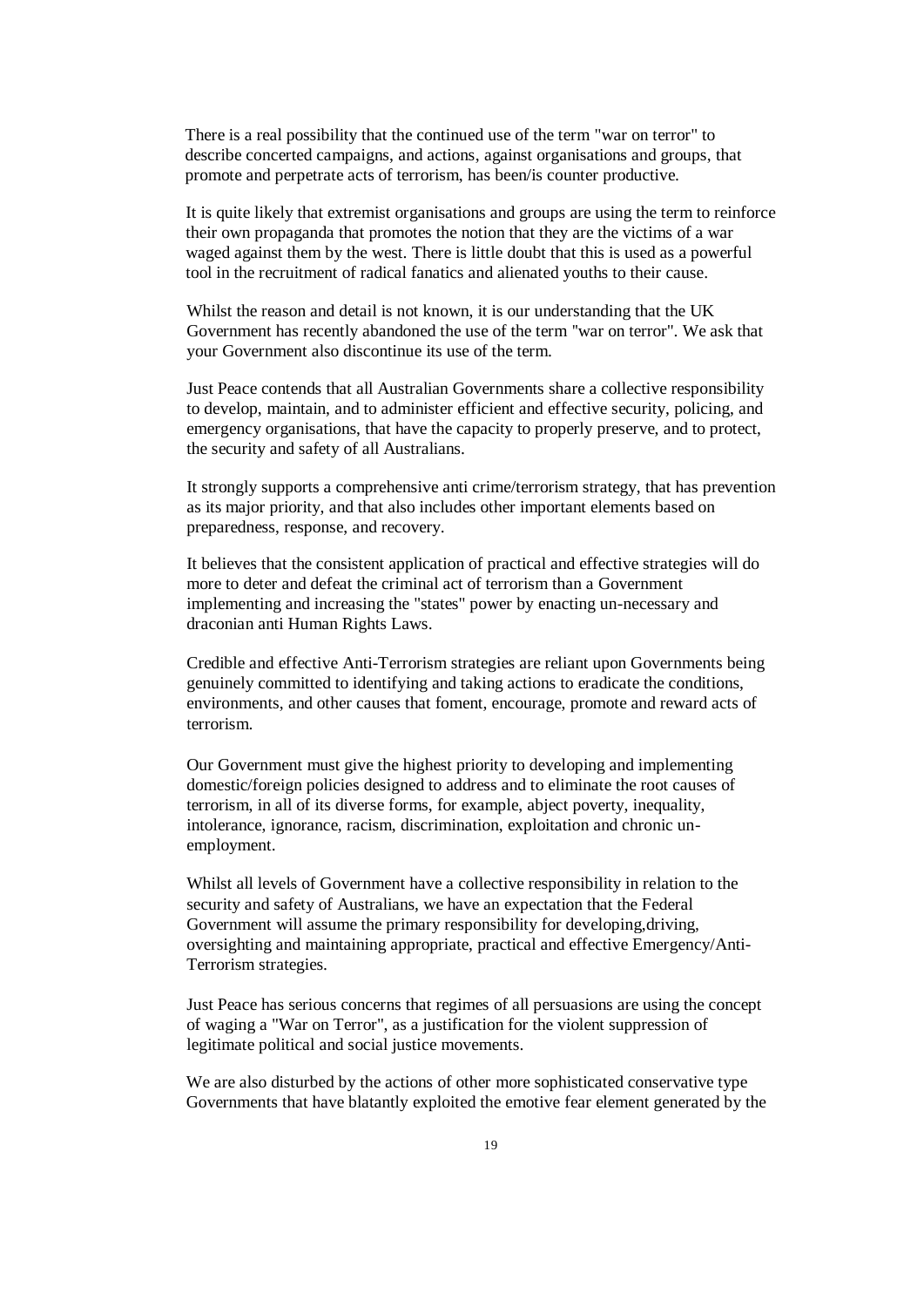There is a real possibility that the continued use of the term "war on terror" to describe concerted campaigns, and actions, against organisations and groups, that promote and perpetrate acts of terrorism, has been/is counter productive.

It is quite likely that extremist organisations and groups are using the term to reinforce their own propaganda that promotes the notion that they are the victims of a war waged against them by the west. There is little doubt that this is used as a powerful tool in the recruitment of radical fanatics and alienated youths to their cause.

Whilst the reason and detail is not known, it is our understanding that the UK Government has recently abandoned the use of the term "war on terror". We ask that your Government also discontinue its use of the term.

Just Peace contends that all Australian Governments share a collective responsibility to develop, maintain, and to administer efficient and effective security, policing, and emergency organisations, that have the capacity to properly preserve, and to protect, the security and safety of all Australians.

It strongly supports a comprehensive anti crime/terrorism strategy, that has prevention as its major priority, and that also includes other important elements based on preparedness, response, and recovery.

It believes that the consistent application of practical and effective strategies will do more to deter and defeat the criminal act of terrorism than a Government implementing and increasing the "states" power by enacting un-necessary and draconian anti Human Rights Laws.

Credible and effective Anti-Terrorism strategies are reliant upon Governments being genuinely committed to identifying and taking actions to eradicate the conditions, environments, and other causes that foment, encourage, promote and reward acts of terrorism.

Our Government must give the highest priority to developing and implementing domestic/foreign policies designed to address and to eliminate the root causes of terrorism, in all of its diverse forms, for example, abject poverty, inequality, intolerance, ignorance, racism, discrimination, exploitation and chronic un-employment.

Whilst all levels of Government have a collective responsibility in relation to the security and safety of Australians, we have an expectation that the Federal Government will assume the primary responsibility for developing,driving, oversighting and maintaining appropriate, practical and effective Emergency/Anti-Terrorism strategies.

Just Peace has serious concerns that regimes of all persuasions are using the concept of waging a "War on Terror", as a justification for the violent suppression of legitimate political and social justice movements.

We are also disturbed by the actions of other more sophisticated conservative type Governments that have blatantly exploited the emotive fear element generated by the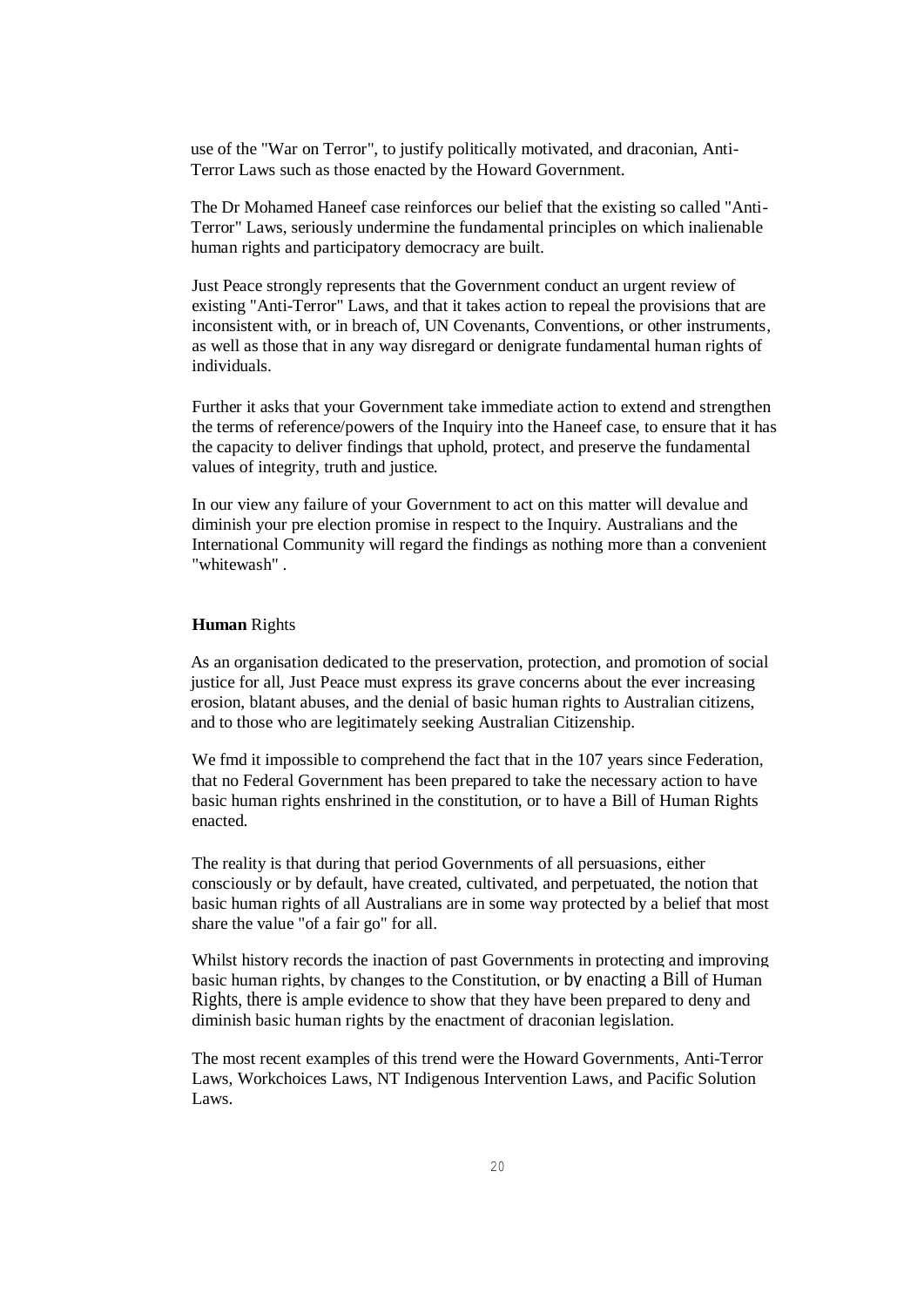use of the "War on Terror", to justify politically motivated, and draconian, Anti-Terror Laws such as those enacted by the Howard Government.

The Dr Mohamed Haneef case reinforces our belief that the existing so called "Anti-Terror" Laws, seriously undermine the fundamental principles on which inalienable human rights and participatory democracy are built.

Just Peace strongly represents that the Government conduct an urgent review of existing "Anti-Terror" Laws, and that it takes action to repeal the provisions that are inconsistent with, or in breach of, UN Covenants, Conventions, or other instruments, as well as those that in any way disregard or denigrate fundamental human rights of individuals.

Further it asks that your Government take immediate action to extend and strengthen the terms of reference/powers of the Inquiry into the Haneef case, to ensure that it has the capacity to deliver findings that uphold, protect, and preserve the fundamental values of integrity, truth and justice.

In our view any failure of your Government to act on this matter will devalue and diminish your pre election promise in respect to the Inquiry. Australians and the International Community will regard the findings as nothing more than a convenient "whitewash" .

**Human** Rights

As an organisation dedicated to the preservation, protection, and promotion of social justice for all, Just Peace must express its grave concerns about the ever increasing erosion, blatant abuses, and the denial of basic human rights to Australian citizens, and to those who are legitimately seeking Australian Citizenship.

We fmd it impossible to comprehend the fact that in the 107 years since Federation, that no Federal Government has been prepared to take the necessary action to have basic human rights enshrined in the constitution, or to have a Bill of Human Rights enacted.

The reality is that during that period Governments of all persuasions, either consciously or by default, have created, cultivated, and perpetuated, the notion that basic human rights of all Australians are in some way protected by a belief that most share the value "of a fair go" for all.

Whilst history records the inaction of past Governments in protecting and improving basic human rights, by changes to the Constitution, or by enacting a Bill of Human Rights, there is ample evidence to show that they have been prepared to deny and diminish basic human rights by the enactment of draconian legislation.

The most recent examples of this trend were the Howard Governments, Anti-Terror Laws, Workchoices Laws, NT Indigenous Intervention Laws, and Pacific Solution Laws.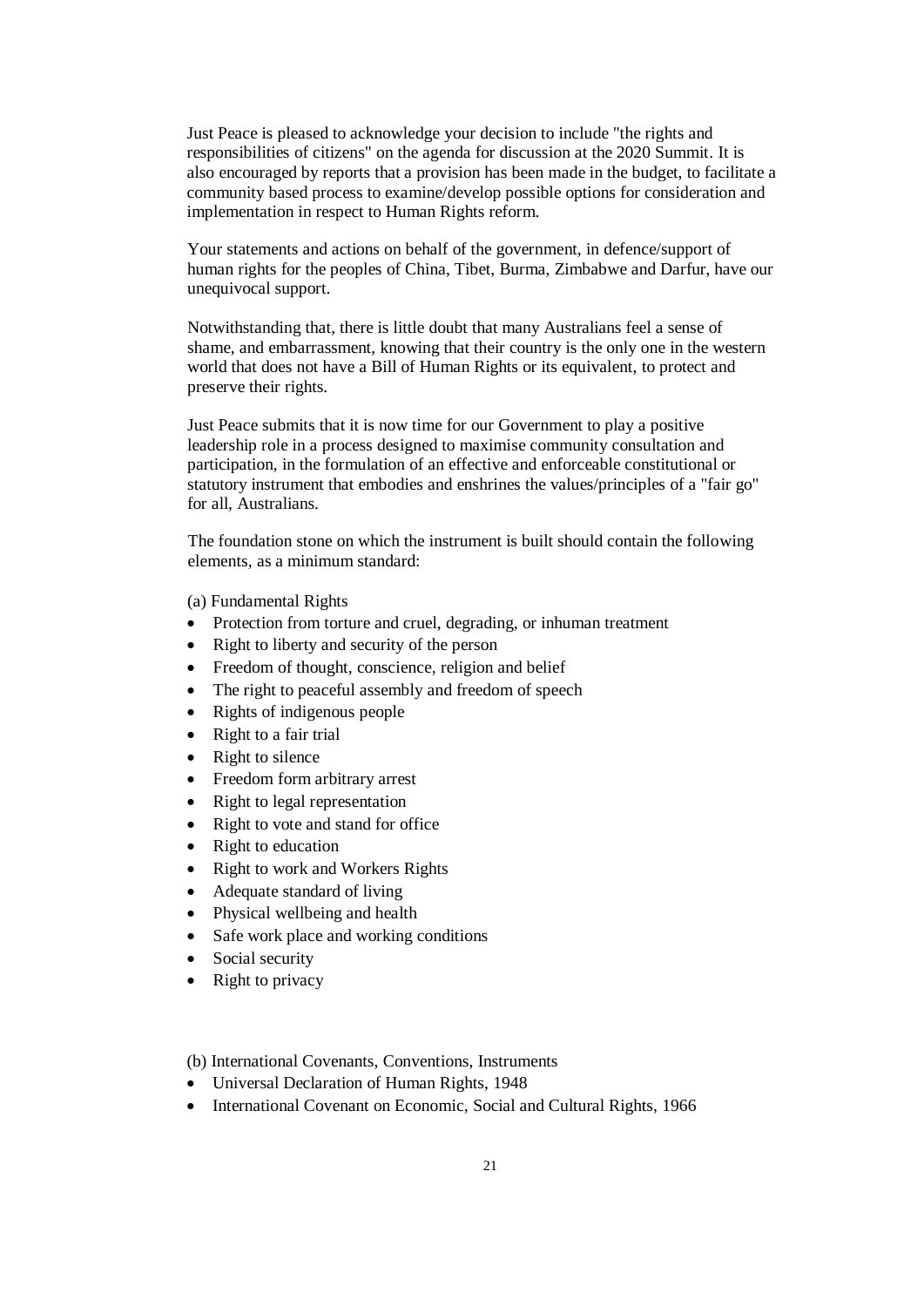Just Peace is pleased to acknowledge your decision to include "the rights and responsibilities of citizens" on the agenda for discussion at the 2020 Summit. It is also encouraged by reports that a provision has been made in the budget, to facilitate a community based process to examine/develop possible options for consideration and implementation in respect to Human Rights reform.

Your statements and actions on behalf of the government, in defence/support of human rights for the peoples of China, Tibet, Burma, Zimbabwe and Darfur, have our unequivocal support.

Notwithstanding that, there is little doubt that many Australians feel a sense of shame, and embarrassment, knowing that their country is the only one in the western world that does not have a Bill of Human Rights or its equivalent, to protect and preserve their rights.

Just Peace submits that it is now time for our Government to play a positive leadership role in a process designed to maximise community consultation and participation, in the formulation of an effective and enforceable constitutional or statutory instrument that embodies and enshrines the values/principles of a "fair go" for all, Australians.

The foundation stone on which the instrument is built should contain the following elements, as a minimum standard:

(a) Fundamental Rights

- Protection from torture and cruel, degrading, or inhuman treatment
- Right to liberty and security of the person
- Freedom of thought, conscience, religion and belief
- The right to peaceful assembly and freedom of speech
- Rights of indigenous people
- Right to a fair trial
- Right to silence
- Freedom form arbitrary arrest
- Right to legal representation
- Right to vote and stand for office
- Right to education
- Right to work and Workers Rights
- Adequate standard of living
- Physical wellbeing and health
- Safe work place and working conditions
- Social security
- Right to privacy

(b) International Covenants, Conventions, Instruments

- Universal Declaration of Human Rights, 1948
- International Covenant on Economic, Social and Cultural Rights, 1966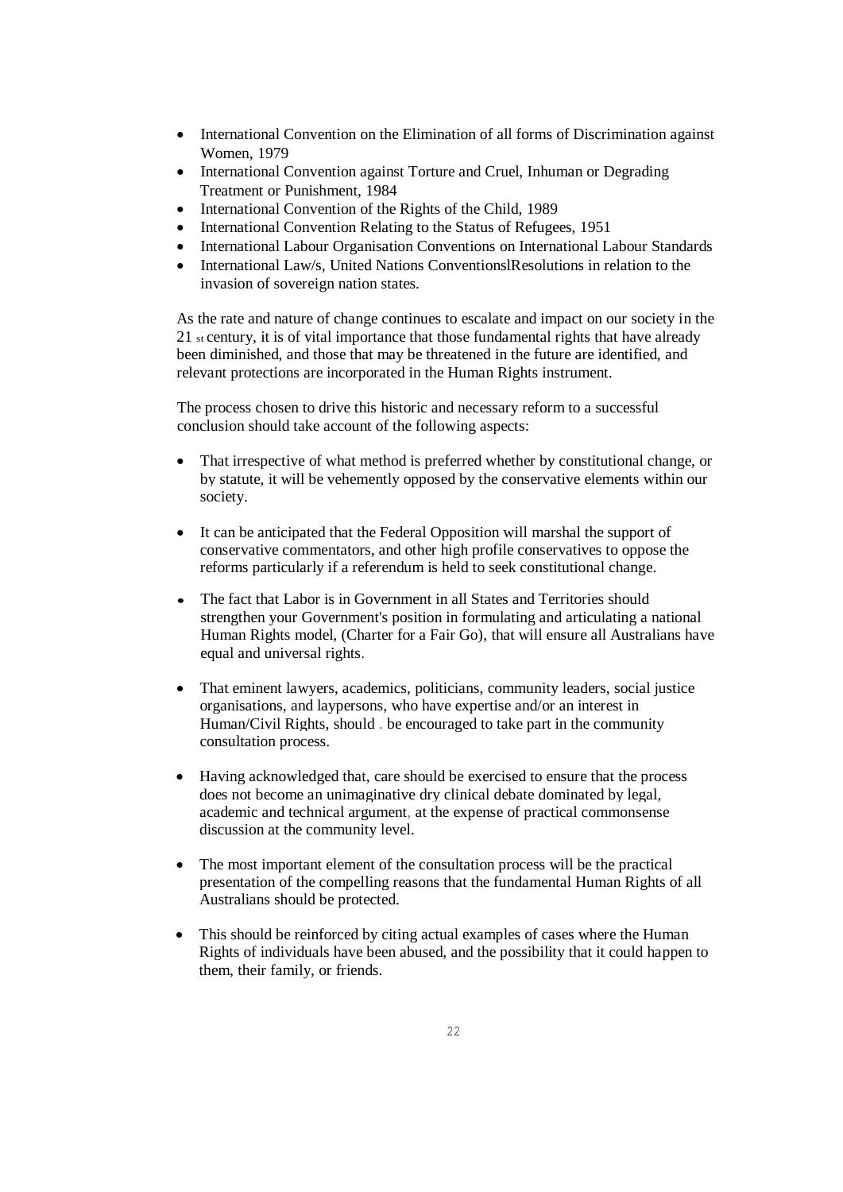- International Convention on the Elimination of all forms of Discrimination against Women, 1979
- International Convention against Torture and Cruel, Inhuman or Degrading Treatment or Punishment, 1984
- International Convention of the Rights of the Child, 1989
- International Convention Relating to the Status of Refugees, 1951
- International Labour Organisation Conventions on International Labour Standards
- International Law/s, United Nations ConventionslResolutions in relation to the invasion of sovereign nation states.

As the rate and nature of change continues to escalate and impact on our society in the 21 st century, it is of vital importance that those fundamental rights that have already been diminished, and those that may be threatened in the future are identified, and relevant protections are incorporated in the Human Rights instrument.

The process chosen to drive this historic and necessary reform to a successful conclusion should take account of the following aspects:

- That irrespective of what method is preferred whether by constitutional change, or by statute, it will be vehemently opposed by the conservative elements within our society.

- It can be anticipated that the Federal Opposition will marshal the support of conservative commentators, and other high profile conservatives to oppose the reforms particularly if a referendum is held to seek constitutional change.

- The fact that Labor is in Government in all States and Territories should strengthen your Government's position in formulating and articulating a national Human Rights model, (Charter for a Fair Go), that will ensure all Australians have equal and universal rights.

- That eminent lawyers, academics, politicians, community leaders, social justice organisations, and laypersons, who have expertise and/or an interest in Human/Civil Rights, should be encouraged to take part in the community consultation process.

- Having acknowledged that, care should be exercised to ensure that the process does not become an unimaginative dry clinical debate dominated by legal, academic and technical argument, at the expense of practical commonsense discussion at the community level.

- The most important element of the consultation process will be the practical presentation of the compelling reasons that the fundamental Human Rights of all Australians should be protected.

- This should be reinforced by citing actual examples of cases where the Human Rights of individuals have been abused, and the possibility that it could happen to them, their family, or friends.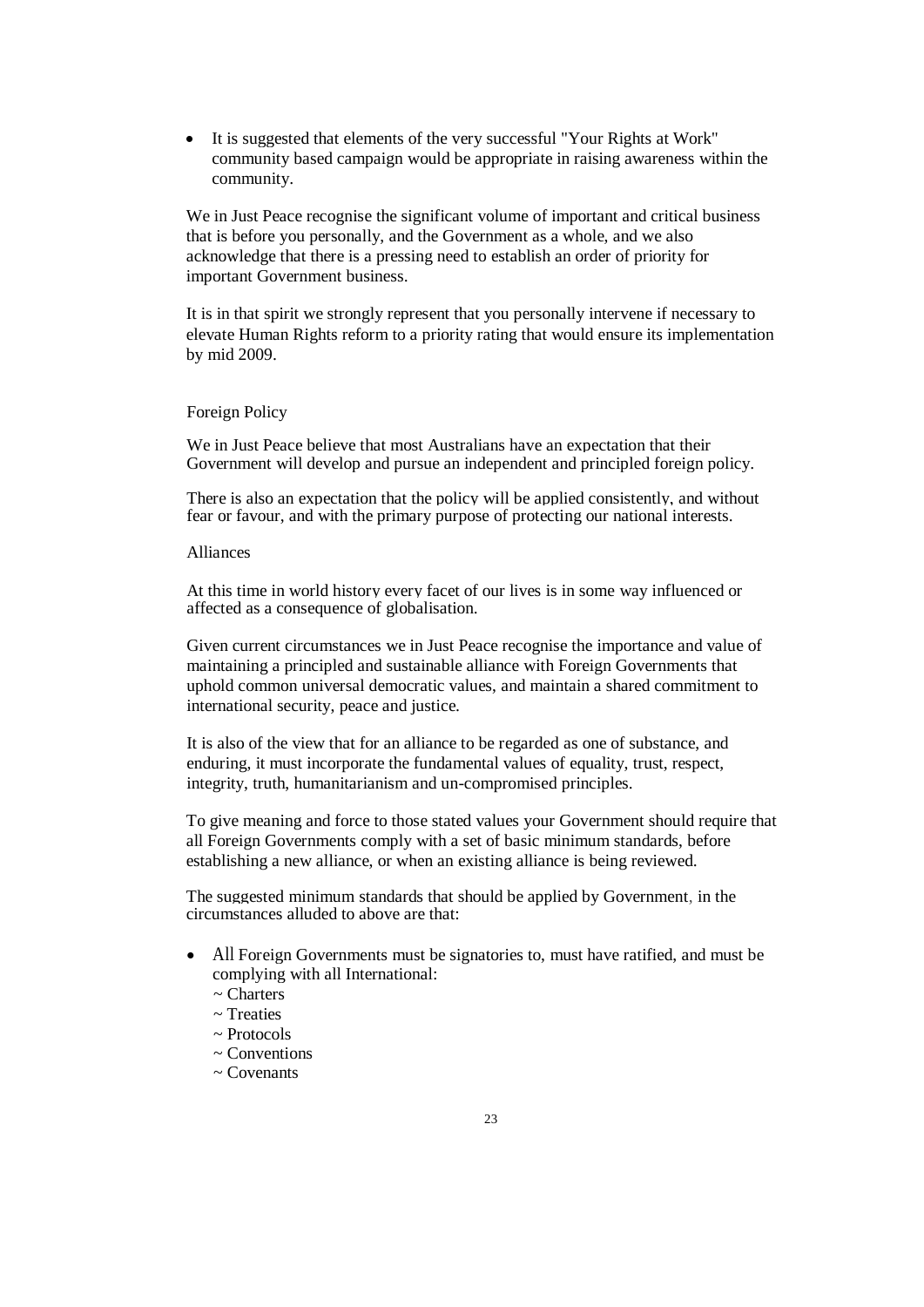- It is suggested that elements of the very successful "Your Rights at Work" community based campaign would be appropriate in raising awareness within the community.

We in Just Peace recognise the significant volume of important and critical business that is before you personally, and the Government as a whole, and we also acknowledge that there is a pressing need to establish an order of priority for important Government business.

It is in that spirit we strongly represent that you personally intervene if necessary to elevate Human Rights reform to a priority rating that would ensure its implementation by mid 2009.

## Foreign Policy

We in Just Peace believe that most Australians have an expectation that their Government will develop and pursue an independent and principled foreign policy.

There is also an expectation that the policy will be applied consistently, and without fear or favour, and with the primary purpose of protecting our national interests.

### Alliances

At this time in world history every facet of our lives is in some way influenced or affected as a consequence of globalisation.

Given current circumstances we in Just Peace recognise the importance and value of maintaining a principled and sustainable alliance with Foreign Governments that uphold common universal democratic values, and maintain a shared commitment to international security, peace and justice.

It is also of the view that for an alliance to be regarded as one of substance, and enduring, it must incorporate the fundamental values of equality, trust, respect, integrity, truth, humanitarianism and un-compromised principles.

To give meaning and force to those stated values your Government should require that all Foreign Governments comply with a set of basic minimum standards, before establishing a new alliance, or when an existing alliance is being reviewed.

The suggested minimum standards that should be applied by Government, in the circumstances alluded to above are that:

- All Foreign Governments must be signatories to, must have ratified, and must be complying with all International:
  ~ Charters
  ~ Treaties
  ~ Protocols
  ~ Conventions
  ~ Covenants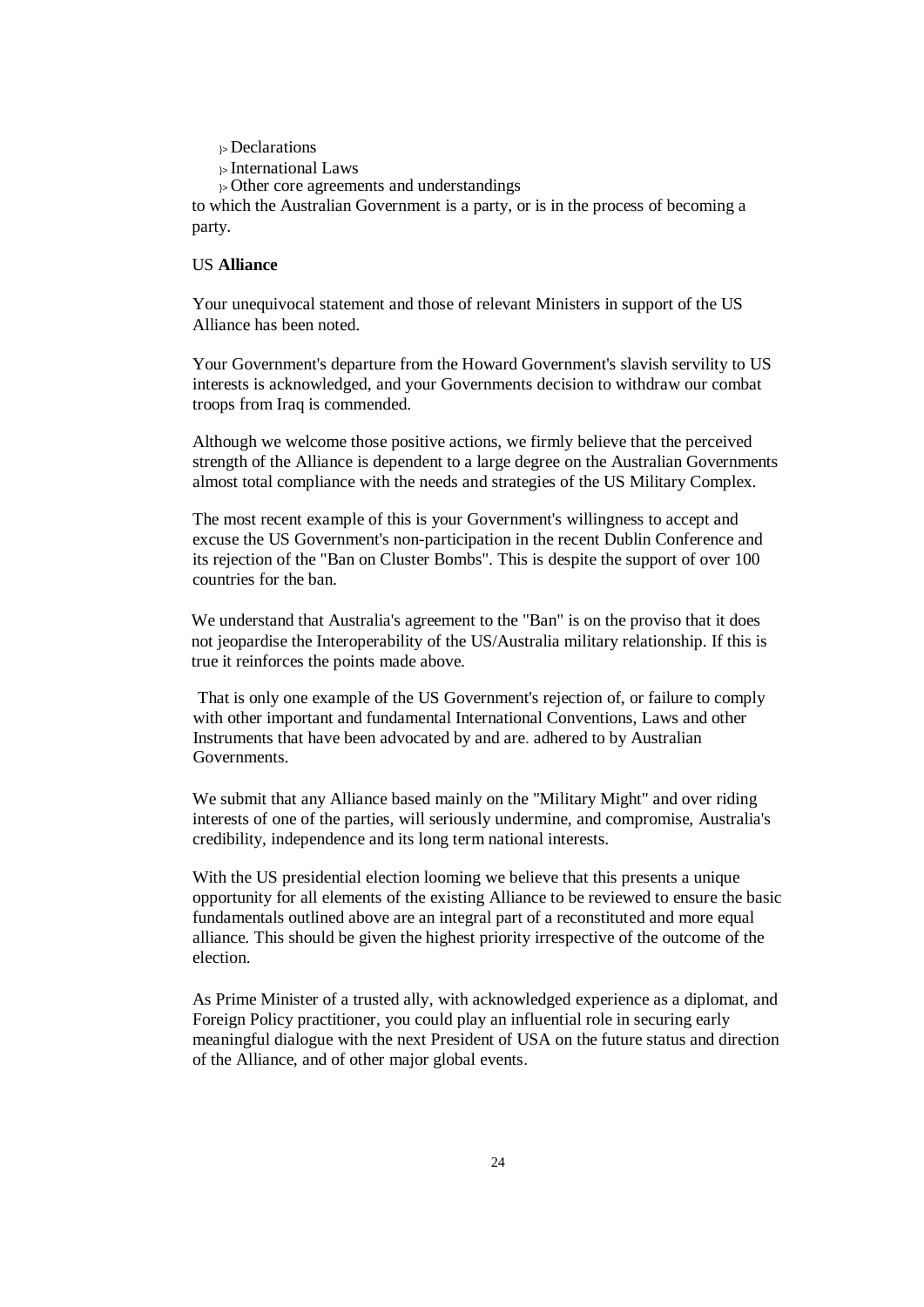- Declarations
- International Laws
- Other core agreements and understandings

to which the Australian Government is a party, or is in the process of becoming a party.

US **Alliance**

Your unequivocal statement and those of relevant Ministers in support of the US Alliance has been noted.

Your Government's departure from the Howard Government's slavish servility to US interests is acknowledged, and your Governments decision to withdraw our combat troops from Iraq is commended.

Although we welcome those positive actions, we firmly believe that the perceived strength of the Alliance is dependent to a large degree on the Australian Governments almost total compliance with the needs and strategies of the US Military Complex.

The most recent example of this is your Government's willingness to accept and excuse the US Government's non-participation in the recent Dublin Conference and its rejection of the "Ban on Cluster Bombs". This is despite the support of over 100 countries for the ban.

We understand that Australia's agreement to the "Ban" is on the proviso that it does not jeopardise the Interoperability of the US/Australia military relationship. If this is true it reinforces the points made above.

That is only one example of the US Government's rejection of, or failure to comply with other important and fundamental International Conventions, Laws and other Instruments that have been advocated by and are. adhered to by Australian Governments.

We submit that any Alliance based mainly on the "Military Might" and over riding interests of one of the parties, will seriously undermine, and compromise, Australia's credibility, independence and its long term national interests.

With the US presidential election looming we believe that this presents a unique opportunity for all elements of the existing Alliance to be reviewed to ensure the basic fundamentals outlined above are an integral part of a reconstituted and more equal alliance. This should be given the highest priority irrespective of the outcome of the election.

As Prime Minister of a trusted ally, with acknowledged experience as a diplomat, and Foreign Policy practitioner, you could play an influential role in securing early meaningful dialogue with the next President of USA on the future status and direction of the Alliance, and of other major global events.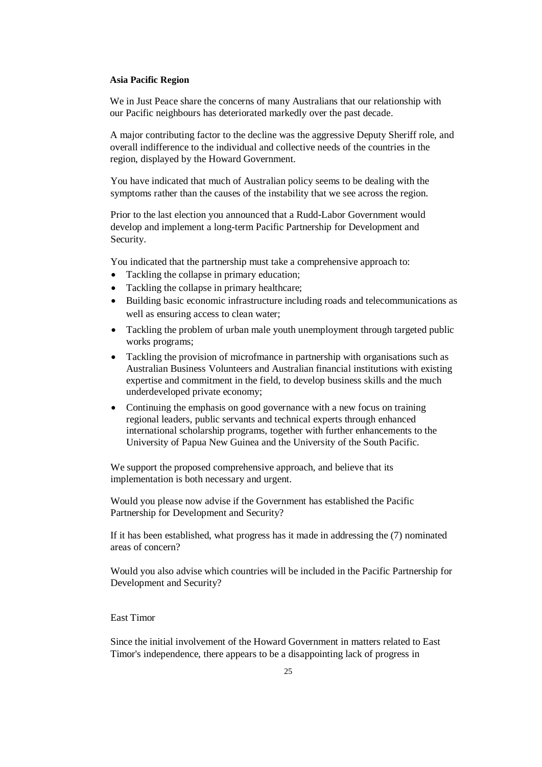**Asia Pacific Region**

We in Just Peace share the concerns of many Australians that our relationship with our Pacific neighbours has deteriorated markedly over the past decade.

A major contributing factor to the decline was the aggressive Deputy Sheriff role, and overall indifference to the individual and collective needs of the countries in the region, displayed by the Howard Government.

You have indicated that much of Australian policy seems to be dealing with the symptoms rather than the causes of the instability that we see across the region.

Prior to the last election you announced that a Rudd-Labor Government would develop and implement a long-term Pacific Partnership for Development and Security.

You indicated that the partnership must take a comprehensive approach to:

- Tackling the collapse in primary education;
- Tackling the collapse in primary healthcare;
- Building basic economic infrastructure including roads and telecommunications as well as ensuring access to clean water;
- Tackling the problem of urban male youth unemployment through targeted public works programs;
- Tackling the provision of microfmance in partnership with organisations such as Australian Business Volunteers and Australian financial institutions with existing expertise and commitment in the field, to develop business skills and the much underdeveloped private economy;
- Continuing the emphasis on good governance with a new focus on training regional leaders, public servants and technical experts through enhanced international scholarship programs, together with further enhancements to the University of Papua New Guinea and the University of the South Pacific.

We support the proposed comprehensive approach, and believe that its implementation is both necessary and urgent.

Would you please now advise if the Government has established the Pacific Partnership for Development and Security?

If it has been established, what progress has it made in addressing the (7) nominated areas of concern?

Would you also advise which countries will be included in the Pacific Partnership for Development and Security?

East Timor

Since the initial involvement of the Howard Government in matters related to East Timor's independence, there appears to be a disappointing lack of progress in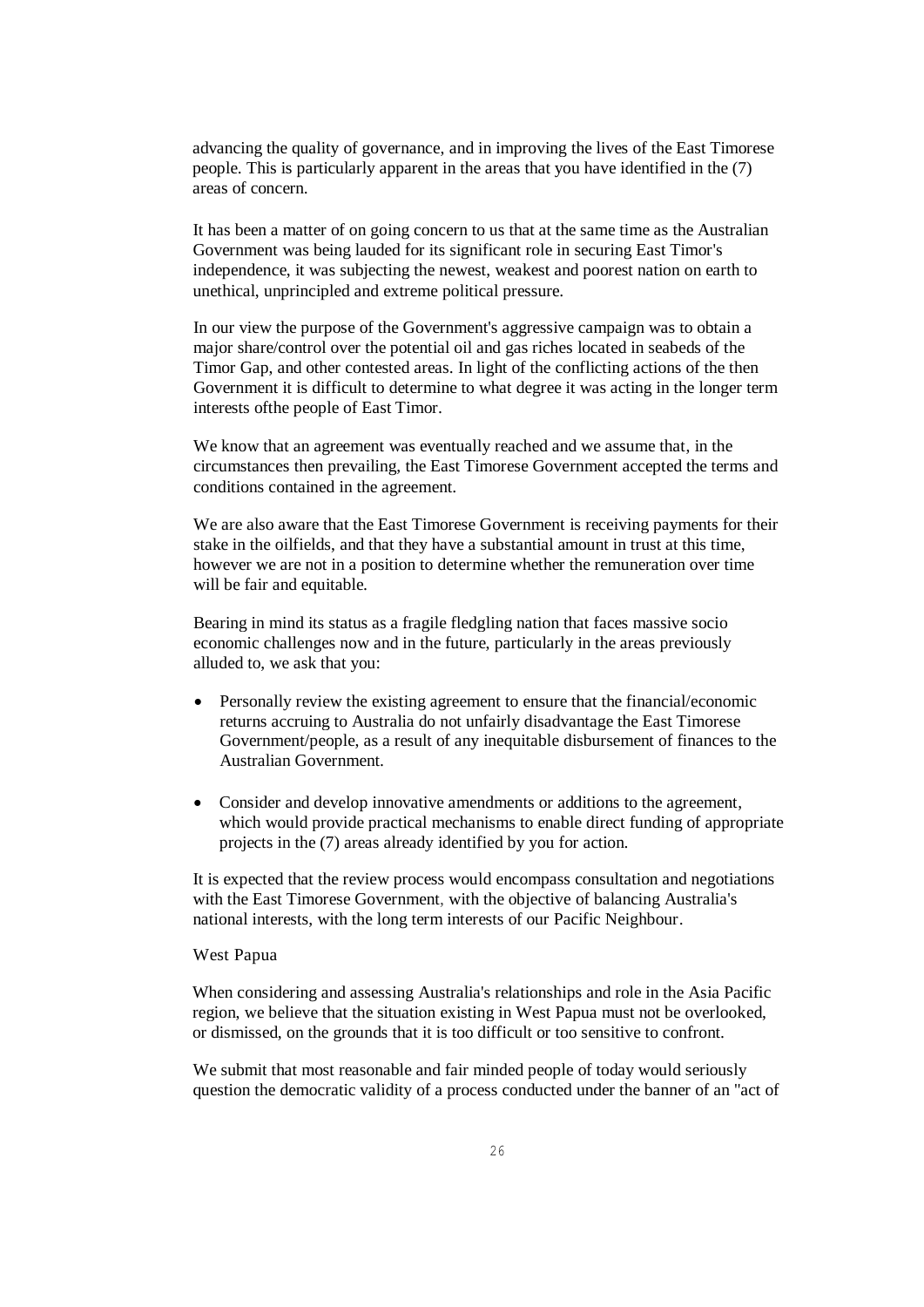advancing the quality of governance, and in improving the lives of the East Timorese people. This is particularly apparent in the areas that you have identified in the (7) areas of concern.

It has been a matter of on going concern to us that at the same time as the Australian Government was being lauded for its significant role in securing East Timor's independence, it was subjecting the newest, weakest and poorest nation on earth to unethical, unprincipled and extreme political pressure.

In our view the purpose of the Government's aggressive campaign was to obtain a major share/control over the potential oil and gas riches located in seabeds of the Timor Gap, and other contested areas. In light of the conflicting actions of the then Government it is difficult to determine to what degree it was acting in the longer term interests ofthe people of East Timor.

We know that an agreement was eventually reached and we assume that, in the circumstances then prevailing, the East Timorese Government accepted the terms and conditions contained in the agreement.

We are also aware that the East Timorese Government is receiving payments for their stake in the oilfields, and that they have a substantial amount in trust at this time, however we are not in a position to determine whether the remuneration over time will be fair and equitable.

Bearing in mind its status as a fragile fledgling nation that faces massive socio economic challenges now and in the future, particularly in the areas previously alluded to, we ask that you:

- Personally review the existing agreement to ensure that the financial/economic returns accruing to Australia do not unfairly disadvantage the East Timorese Government/people, as a result of any inequitable disbursement of finances to the Australian Government.
- Consider and develop innovative amendments or additions to the agreement, which would provide practical mechanisms to enable direct funding of appropriate projects in the (7) areas already identified by you for action.

It is expected that the review process would encompass consultation and negotiations with the East Timorese Government, with the objective of balancing Australia's national interests, with the long term interests of our Pacific Neighbour.

West Papua

When considering and assessing Australia's relationships and role in the Asia Pacific region, we believe that the situation existing in West Papua must not be overlooked, or dismissed, on the grounds that it is too difficult or too sensitive to confront.

We submit that most reasonable and fair minded people of today would seriously question the democratic validity of a process conducted under the banner of an "act of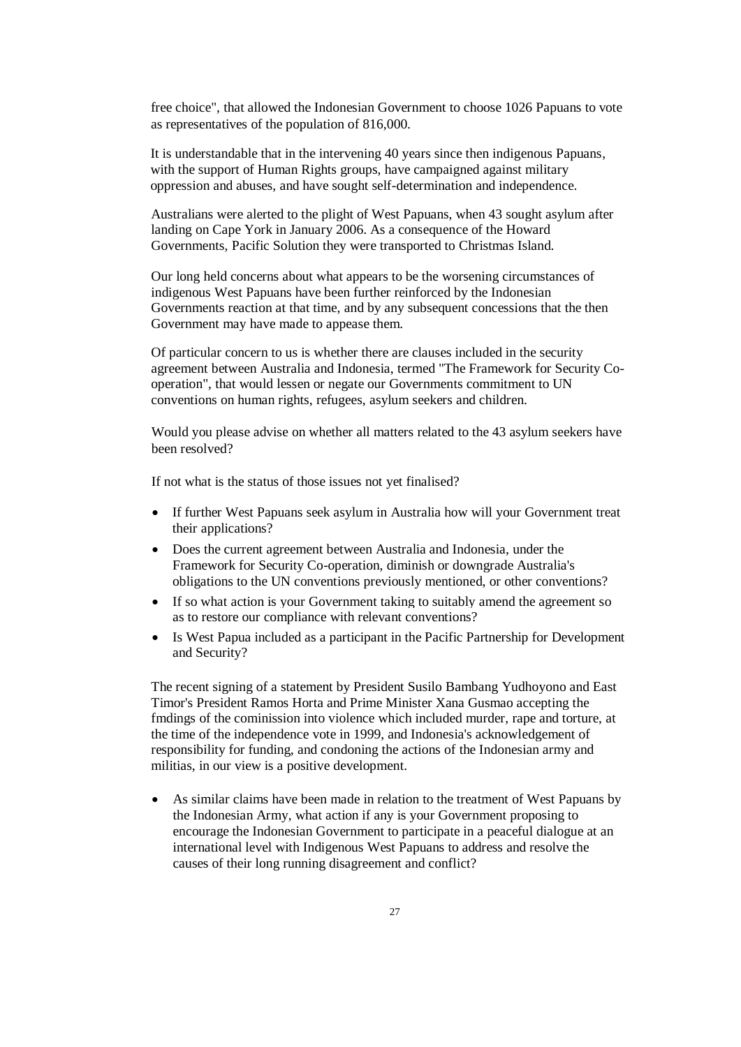free choice", that allowed the Indonesian Government to choose 1026 Papuans to vote as representatives of the population of 816,000.

It is understandable that in the intervening 40 years since then indigenous Papuans, with the support of Human Rights groups, have campaigned against military oppression and abuses, and have sought self-determination and independence.

Australians were alerted to the plight of West Papuans, when 43 sought asylum after landing on Cape York in January 2006. As a consequence of the Howard Governments, Pacific Solution they were transported to Christmas Island.

Our long held concerns about what appears to be the worsening circumstances of indigenous West Papuans have been further reinforced by the Indonesian Governments reaction at that time, and by any subsequent concessions that the then Government may have made to appease them.

Of particular concern to us is whether there are clauses included in the security agreement between Australia and Indonesia, termed "The Framework for Security Co-operation", that would lessen or negate our Governments commitment to UN conventions on human rights, refugees, asylum seekers and children.

Would you please advise on whether all matters related to the 43 asylum seekers have been resolved?

If not what is the status of those issues not yet finalised?

- If further West Papuans seek asylum in Australia how will your Government treat their applications?
- Does the current agreement between Australia and Indonesia, under the Framework for Security Co-operation, diminish or downgrade Australia's obligations to the UN conventions previously mentioned, or other conventions?
- If so what action is your Government taking to suitably amend the agreement so as to restore our compliance with relevant conventions?
- Is West Papua included as a participant in the Pacific Partnership for Development and Security?

The recent signing of a statement by President Susilo Bambang Yudhoyono and East Timor's President Ramos Horta and Prime Minister Xana Gusmao accepting the fmdings of the cominission into violence which included murder, rape and torture, at the time of the independence vote in 1999, and Indonesia's acknowledgement of responsibility for funding, and condoning the actions of the Indonesian army and militias, in our view is a positive development.

- As similar claims have been made in relation to the treatment of West Papuans by the Indonesian Army, what action if any is your Government proposing to encourage the Indonesian Government to participate in a peaceful dialogue at an international level with Indigenous West Papuans to address and resolve the causes of their long running disagreement and conflict?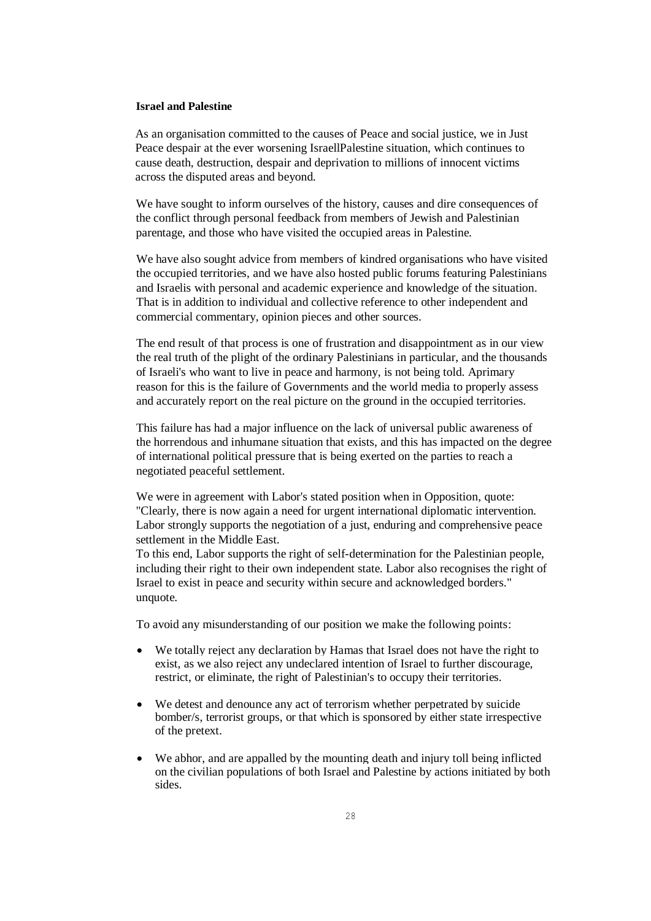**Israel and Palestine**

As an organisation committed to the causes of Peace and social justice, we in Just Peace despair at the ever worsening IsraellPalestine situation, which continues to cause death, destruction, despair and deprivation to millions of innocent victims across the disputed areas and beyond.

We have sought to inform ourselves of the history, causes and dire consequences of the conflict through personal feedback from members of Jewish and Palestinian parentage, and those who have visited the occupied areas in Palestine.

We have also sought advice from members of kindred organisations who have visited the occupied territories, and we have also hosted public forums featuring Palestinians and Israelis with personal and academic experience and knowledge of the situation. That is in addition to individual and collective reference to other independent and commercial commentary, opinion pieces and other sources.

The end result of that process is one of frustration and disappointment as in our view the real truth of the plight of the ordinary Palestinians in particular, and the thousands of Israeli's who want to live in peace and harmony, is not being told. Aprimary reason for this is the failure of Governments and the world media to properly assess and accurately report on the real picture on the ground in the occupied territories.

This failure has had a major influence on the lack of universal public awareness of the horrendous and inhumane situation that exists, and this has impacted on the degree of international political pressure that is being exerted on the parties to reach a negotiated peaceful settlement.

We were in agreement with Labor's stated position when in Opposition, quote: "Clearly, there is now again a need for urgent international diplomatic intervention. Labor strongly supports the negotiation of a just, enduring and comprehensive peace settlement in the Middle East.
To this end, Labor supports the right of self-determination for the Palestinian people, including their right to their own independent state. Labor also recognises the right of Israel to exist in peace and security within secure and acknowledged borders." unquote.

To avoid any misunderstanding of our position we make the following points:

- We totally reject any declaration by Hamas that Israel does not have the right to exist, as we also reject any undeclared intention of Israel to further discourage, restrict, or eliminate, the right of Palestinian's to occupy their territories.
- We detest and denounce any act of terrorism whether perpetrated by suicide bomber/s, terrorist groups, or that which is sponsored by either state irrespective of the pretext.
- We abhor, and are appalled by the mounting death and injury toll being inflicted on the civilian populations of both Israel and Palestine by actions initiated by both sides.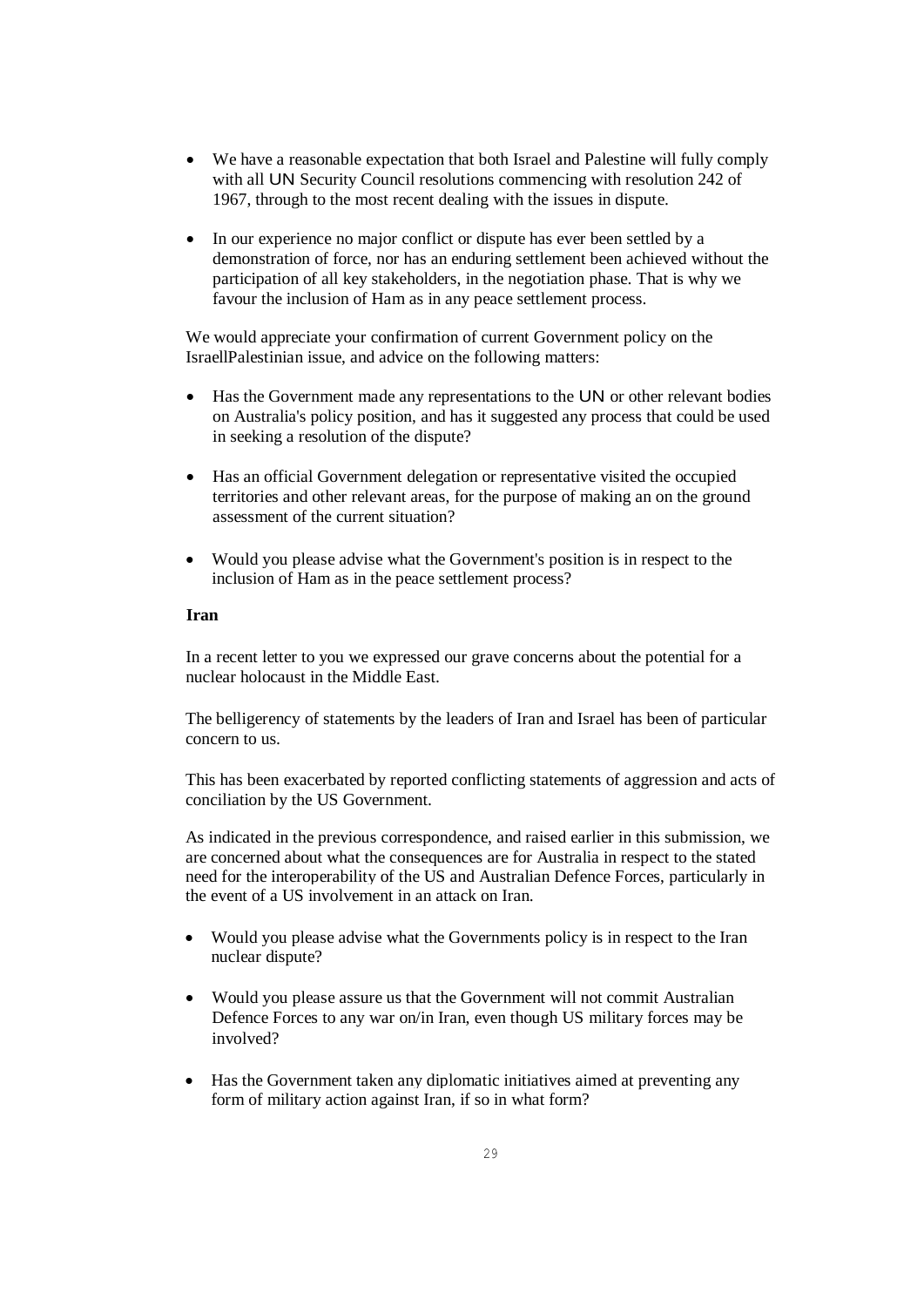- We have a reasonable expectation that both Israel and Palestine will fully comply with all UN Security Council resolutions commencing with resolution 242 of 1967, through to the most recent dealing with the issues in dispute.

- In our experience no major conflict or dispute has ever been settled by a demonstration of force, nor has an enduring settlement been achieved without the participation of all key stakeholders, in the negotiation phase. That is why we favour the inclusion of Ham as in any peace settlement process.

We would appreciate your confirmation of current Government policy on the IsraellPalestinian issue, and advice on the following matters:

- Has the Government made any representations to the UN or other relevant bodies on Australia's policy position, and has it suggested any process that could be used in seeking a resolution of the dispute?

- Has an official Government delegation or representative visited the occupied territories and other relevant areas, for the purpose of making an on the ground assessment of the current situation?

- Would you please advise what the Government's position is in respect to the inclusion of Ham as in the peace settlement process?

**Iran**

In a recent letter to you we expressed our grave concerns about the potential for a nuclear holocaust in the Middle East.

The belligerency of statements by the leaders of Iran and Israel has been of particular concern to us.

This has been exacerbated by reported conflicting statements of aggression and acts of conciliation by the US Government.

As indicated in the previous correspondence, and raised earlier in this submission, we are concerned about what the consequences are for Australia in respect to the stated need for the interoperability of the US and Australian Defence Forces, particularly in the event of a US involvement in an attack on Iran.

- Would you please advise what the Governments policy is in respect to the Iran nuclear dispute?

- Would you please assure us that the Government will not commit Australian Defence Forces to any war on/in Iran, even though US military forces may be involved?

- Has the Government taken any diplomatic initiatives aimed at preventing any form of military action against Iran, if so in what form?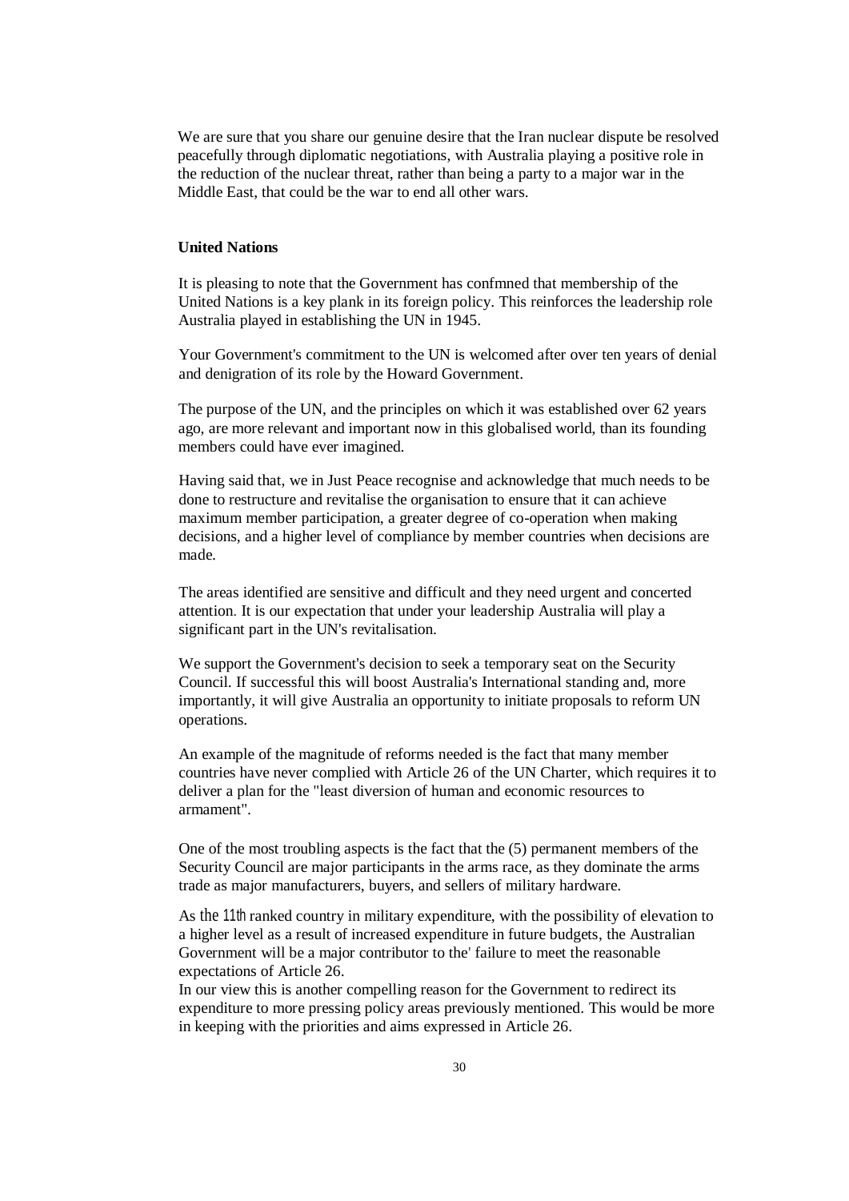We are sure that you share our genuine desire that the Iran nuclear dispute be resolved peacefully through diplomatic negotiations, with Australia playing a positive role in the reduction of the nuclear threat, rather than being a party to a major war in the Middle East, that could be the war to end all other wars.

**United Nations**

It is pleasing to note that the Government has confmned that membership of the United Nations is a key plank in its foreign policy. This reinforces the leadership role Australia played in establishing the UN in 1945.

Your Government's commitment to the UN is welcomed after over ten years of denial and denigration of its role by the Howard Government.

The purpose of the UN, and the principles on which it was established over 62 years ago, are more relevant and important now in this globalised world, than its founding members could have ever imagined.

Having said that, we in Just Peace recognise and acknowledge that much needs to be done to restructure and revitalise the organisation to ensure that it can achieve maximum member participation, a greater degree of co-operation when making decisions, and a higher level of compliance by member countries when decisions are made.

The areas identified are sensitive and difficult and they need urgent and concerted attention. It is our expectation that under your leadership Australia will play a significant part in the UN's revitalisation.

We support the Government's decision to seek a temporary seat on the Security Council. If successful this will boost Australia's International standing and, more importantly, it will give Australia an opportunity to initiate proposals to reform UN operations.

An example of the magnitude of reforms needed is the fact that many member countries have never complied with Article 26 of the UN Charter, which requires it to deliver a plan for the "least diversion of human and economic resources to armament".

One of the most troubling aspects is the fact that the (5) permanent members of the Security Council are major participants in the arms race, as they dominate the arms trade as major manufacturers, buyers, and sellers of military hardware.

As the 11th ranked country in military expenditure, with the possibility of elevation to a higher level as a result of increased expenditure in future budgets, the Australian Government will be a major contributor to the' failure to meet the reasonable expectations of Article 26.

In our view this is another compelling reason for the Government to redirect its expenditure to more pressing policy areas previously mentioned. This would be more in keeping with the priorities and aims expressed in Article 26.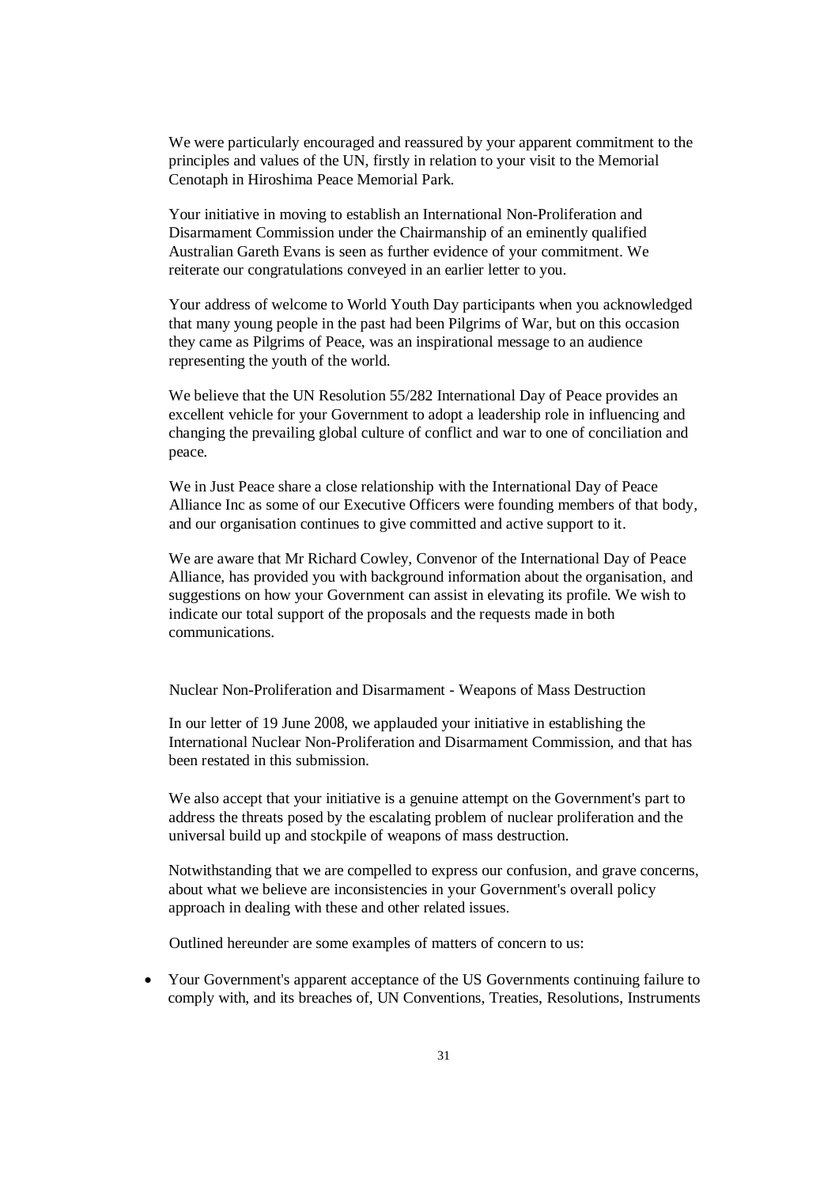We were particularly encouraged and reassured by your apparent commitment to the principles and values of the UN, firstly in relation to your visit to the Memorial Cenotaph in Hiroshima Peace Memorial Park.

Your initiative in moving to establish an International Non-Proliferation and Disarmament Commission under the Chairmanship of an eminently qualified Australian Gareth Evans is seen as further evidence of your commitment. We reiterate our congratulations conveyed in an earlier letter to you.

Your address of welcome to World Youth Day participants when you acknowledged that many young people in the past had been Pilgrims of War, but on this occasion they came as Pilgrims of Peace, was an inspirational message to an audience representing the youth of the world.

We believe that the UN Resolution 55/282 International Day of Peace provides an excellent vehicle for your Government to adopt a leadership role in influencing and changing the prevailing global culture of conflict and war to one of conciliation and peace.

We in Just Peace share a close relationship with the International Day of Peace Alliance Inc as some of our Executive Officers were founding members of that body, and our organisation continues to give committed and active support to it.

We are aware that Mr Richard Cowley, Convenor of the International Day of Peace Alliance, has provided you with background information about the organisation, and suggestions on how your Government can assist in elevating its profile. We wish to indicate our total support of the proposals and the requests made in both communications.

Nuclear Non-Proliferation and Disarmament - Weapons of Mass Destruction

In our letter of 19 June 2008, we applauded your initiative in establishing the International Nuclear Non-Proliferation and Disarmament Commission, and that has been restated in this submission.

We also accept that your initiative is a genuine attempt on the Government's part to address the threats posed by the escalating problem of nuclear proliferation and the universal build up and stockpile of weapons of mass destruction.

Notwithstanding that we are compelled to express our confusion, and grave concerns, about what we believe are inconsistencies in your Government's overall policy approach in dealing with these and other related issues.

Outlined hereunder are some examples of matters of concern to us:

- Your Government's apparent acceptance of the US Governments continuing failure to comply with, and its breaches of, UN Conventions, Treaties, Resolutions, Instruments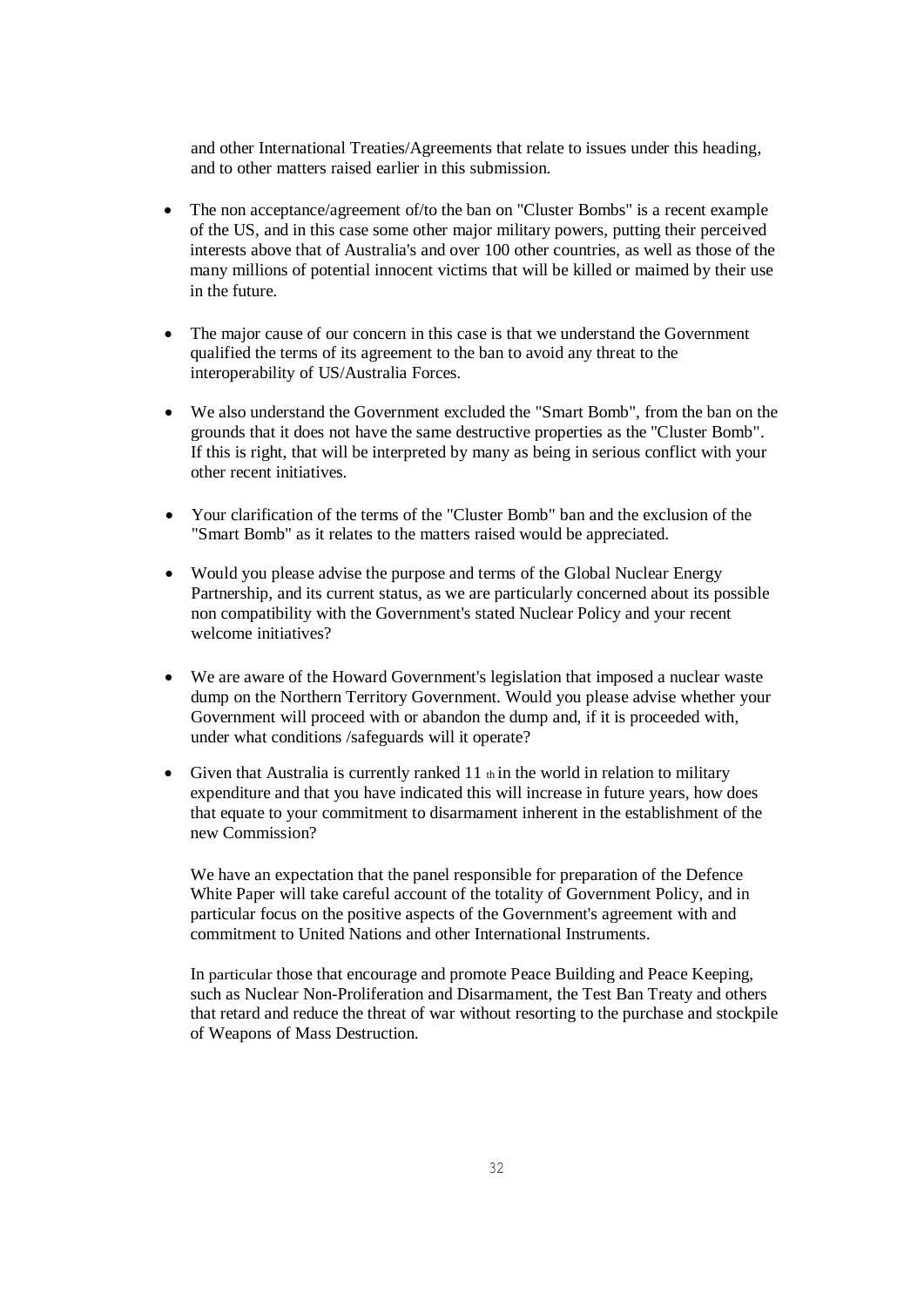and other International Treaties/Agreements that relate to issues under this heading, and to other matters raised earlier in this submission.

- The non acceptance/agreement of/to the ban on "Cluster Bombs" is a recent example of the US, and in this case some other major military powers, putting their perceived interests above that of Australia's and over 100 other countries, as well as those of the many millions of potential innocent victims that will be killed or maimed by their use in the future.
- The major cause of our concern in this case is that we understand the Government qualified the terms of its agreement to the ban to avoid any threat to the interoperability of US/Australia Forces.
- We also understand the Government excluded the "Smart Bomb", from the ban on the grounds that it does not have the same destructive properties as the "Cluster Bomb". If this is right, that will be interpreted by many as being in serious conflict with your other recent initiatives.
- Your clarification of the terms of the "Cluster Bomb" ban and the exclusion of the "Smart Bomb" as it relates to the matters raised would be appreciated.
- Would you please advise the purpose and terms of the Global Nuclear Energy Partnership, and its current status, as we are particularly concerned about its possible non compatibility with the Government's stated Nuclear Policy and your recent welcome initiatives?
- We are aware of the Howard Government's legislation that imposed a nuclear waste dump on the Northern Territory Government. Would you please advise whether your Government will proceed with or abandon the dump and, if it is proceeded with, under what conditions /safeguards will it operate?
- Given that Australia is currently ranked 11 th in the world in relation to military expenditure and that you have indicated this will increase in future years, how does that equate to your commitment to disarmament inherent in the establishment of the new Commission?

We have an expectation that the panel responsible for preparation of the Defence White Paper will take careful account of the totality of Government Policy, and in particular focus on the positive aspects of the Government's agreement with and commitment to United Nations and other International Instruments.

In particular those that encourage and promote Peace Building and Peace Keeping, such as Nuclear Non-Proliferation and Disarmament, the Test Ban Treaty and others that retard and reduce the threat of war without resorting to the purchase and stockpile of Weapons of Mass Destruction.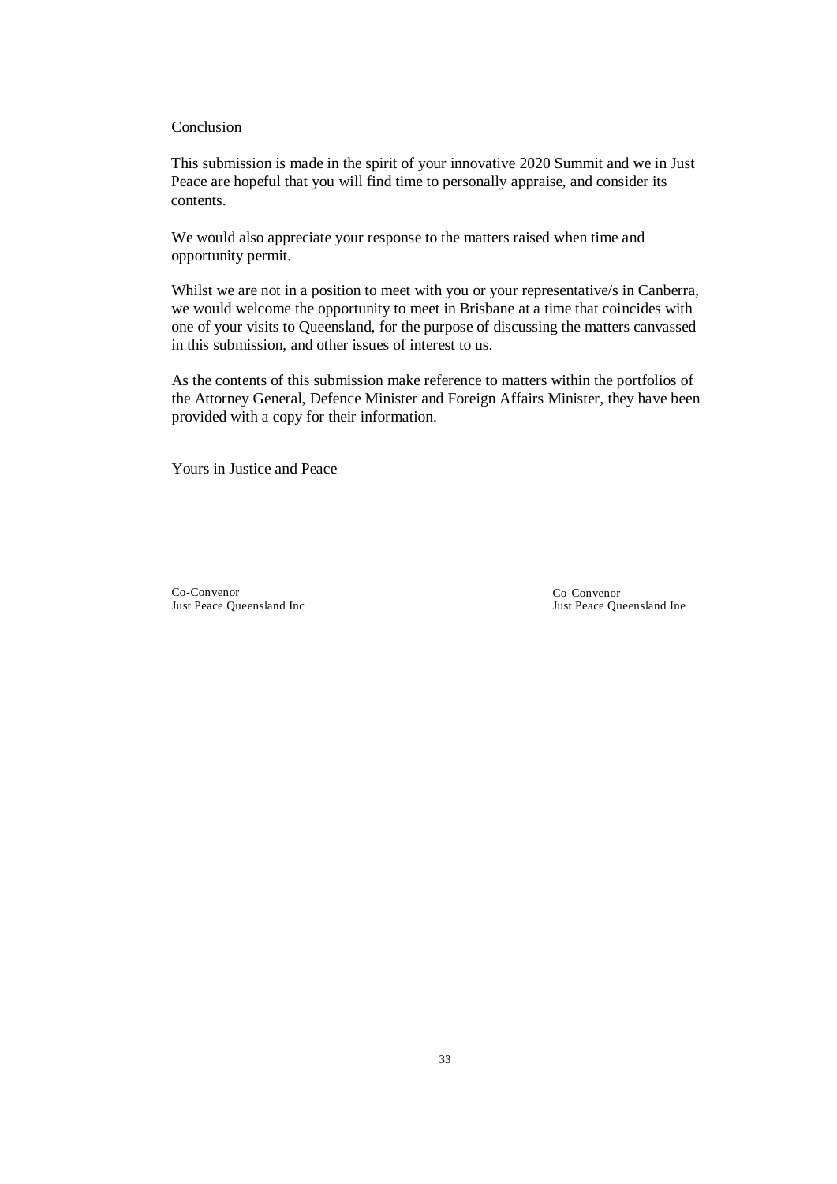Conclusion

This submission is made in the spirit of your innovative 2020 Summit and we in Just Peace are hopeful that you will find time to personally appraise, and consider its contents.

We would also appreciate your response to the matters raised when time and opportunity permit.

Whilst we are not in a position to meet with you or your representative/s in Canberra, we would welcome the opportunity to meet in Brisbane at a time that coincides with one of your visits to Queensland, for the purpose of discussing the matters canvassed in this submission, and other issues of interest to us.

As the contents of this submission make reference to matters within the portfolios of the Attorney General, Defence Minister and Foreign Affairs Minister, they have been provided with a copy for their information.

Yours in Justice and Peace

Co-Convenor
Just Peace Queensland Inc

Co-Convenor
Just Peace Queensland Ine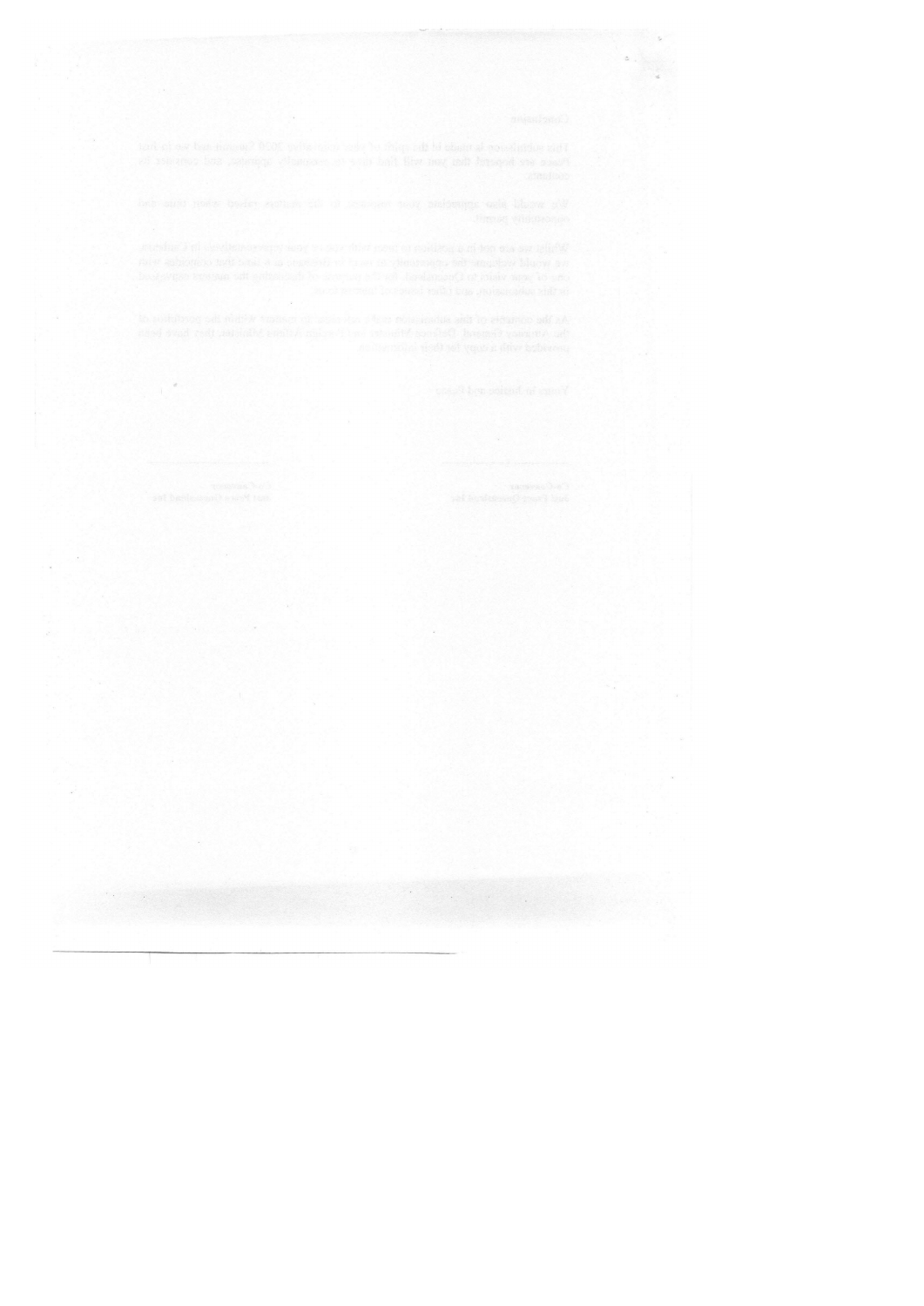Conclusion

This submission is made in the spirit of the Australia 2020 Summit and we in Just Peace are hopeful that you will find time to consider, appraise, and act upon its contents.

We would also appreciate your response to the matters raised within this submission.

Whilst we are not in a position to meet with any of your representatives in Canberra, we would welcome the opportunity to meet in Brisbane or at a time that coincides with one of your visits to Queensland, for the purpose of discussing the matters expressed in this submission, and other issues of mutual concern.

As the contents of this submission make reference to matters within the portfolios of the Attorney General, Defence Minister and Foreign Affairs Minister, they have been provided with a copy for their information.

Yours in Justice and Peace

Co-Convenor
Just Peace Queensland Inc

Co-Convenor
Just Peace Queensland Inc